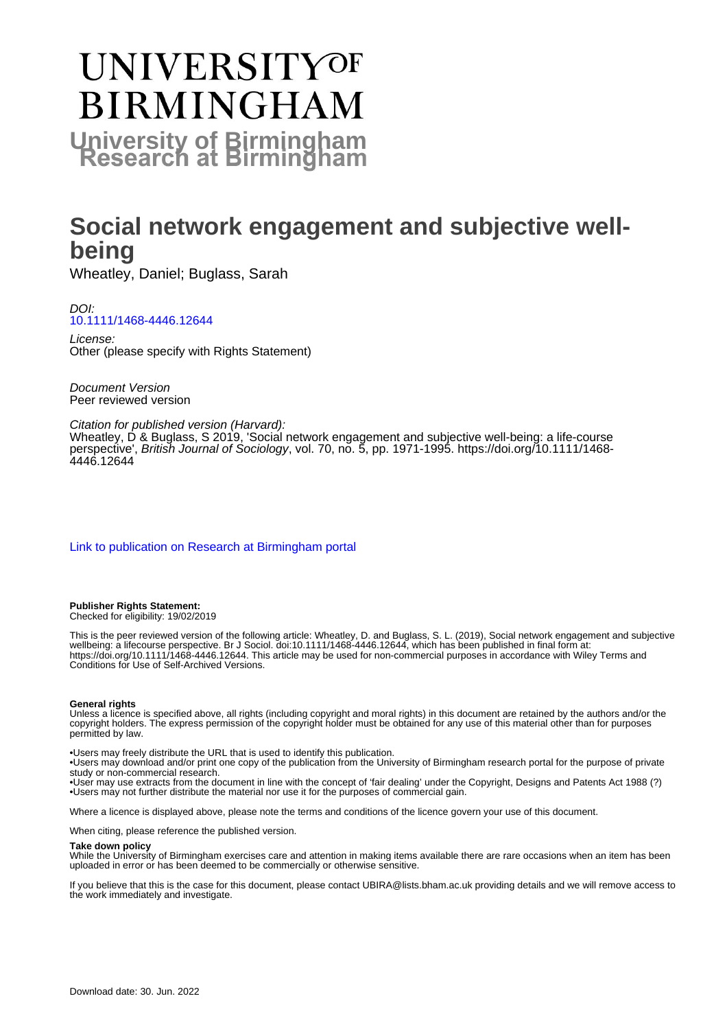# UNIVERSITY OF BIRMINGHAM

**University of Birmingham Research at Birmingham**

# Social network engagement and subjective well-being

Wheatley, Daniel; Buglass, Sarah

*DOI:*
10.1111/1468-4446.12644

*License:*
Other (please specify with Rights Statement)

*Document Version*
Peer reviewed version

*Citation for published version (Harvard):*
Wheatley, D & Buglass, S 2019, 'Social network engagement and subjective well-being: a life-course perspective', *British Journal of Sociology*, vol. 70, no. 5, pp. 1971-1995. https://doi.org/10.1111/1468-4446.12644

Link to publication on Research at Birmingham portal

**Publisher Rights Statement:**
Checked for eligibility: 19/02/2019

This is the peer reviewed version of the following article: Wheatley, D. and Buglass, S. L. (2019), Social network engagement and subjective wellbeing: a lifecourse perspective. Br J Sociol. doi:10.1111/1468-4446.12644, which has been published in final form at: https://doi.org/10.1111/1468-4446.12644. This article may be used for non-commercial purposes in accordance with Wiley Terms and Conditions for Use of Self-Archived Versions.

**General rights**
Unless a licence is specified above, all rights (including copyright and moral rights) in this document are retained by the authors and/or the copyright holders. The express permission of the copyright holder must be obtained for any use of this material other than for purposes permitted by law.

•Users may freely distribute the URL that is used to identify this publication.
•Users may download and/or print one copy of the publication from the University of Birmingham research portal for the purpose of private study or non-commercial research.
•User may use extracts from the document in line with the concept of 'fair dealing' under the Copyright, Designs and Patents Act 1988 (?)
•Users may not further distribute the material nor use it for the purposes of commercial gain.

Where a licence is displayed above, please note the terms and conditions of the licence govern your use of this document.

When citing, please reference the published version.

**Take down policy**
While the University of Birmingham exercises care and attention in making items available there are rare occasions when an item has been uploaded in error or has been deemed to be commercially or otherwise sensitive.

If you believe that this is the case for this document, please contact UBIRA@lists.bham.ac.uk providing details and we will remove access to the work immediately and investigate.

Download date: 30. Jun. 2022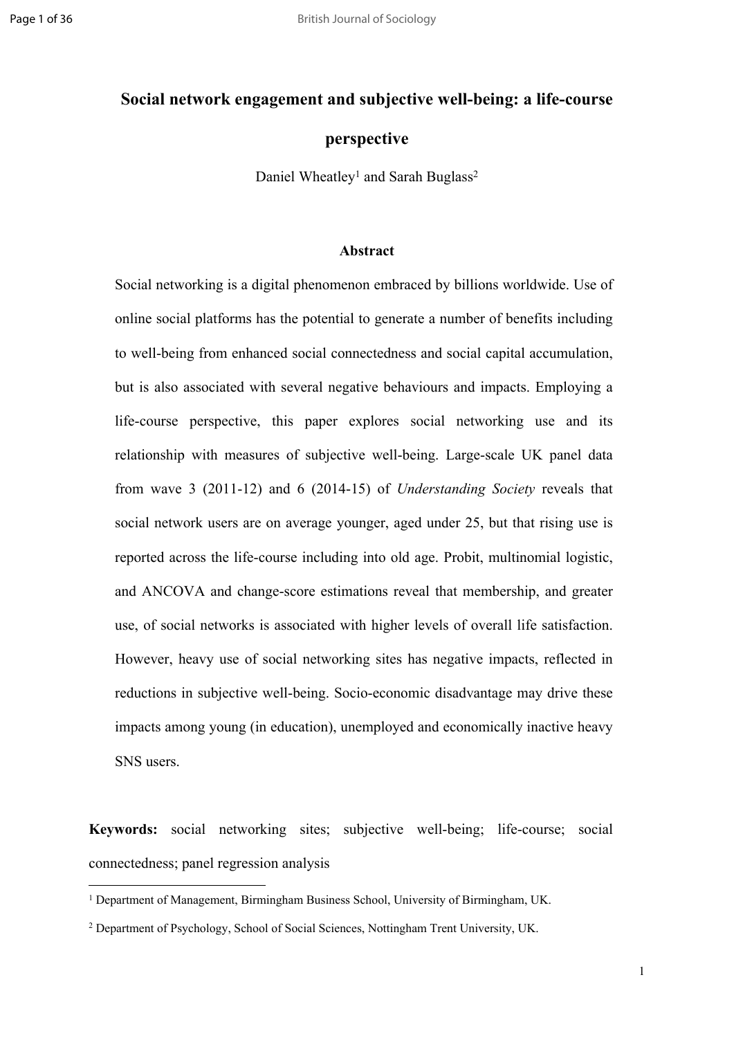# Social network engagement and subjective well-being: a life-course perspective

Daniel Wheatley[1] and Sarah Buglass[2]

## Abstract

Social networking is a digital phenomenon embraced by billions worldwide. Use of online social platforms has the potential to generate a number of benefits including to well-being from enhanced social connectedness and social capital accumulation, but is also associated with several negative behaviours and impacts. Employing a life-course perspective, this paper explores social networking use and its relationship with measures of subjective well-being. Large-scale UK panel data from wave 3 (2011-12) and 6 (2014-15) of *Understanding Society* reveals that social network users are on average younger, aged under 25, but that rising use is reported across the life-course including into old age. Probit, multinomial logistic, and ANCOVA and change-score estimations reveal that membership, and greater use, of social networks is associated with higher levels of overall life satisfaction. However, heavy use of social networking sites has negative impacts, reflected in reductions in subjective well-being. Socio-economic disadvantage may drive these impacts among young (in education), unemployed and economically inactive heavy SNS users.

**Keywords:** social networking sites; subjective well-being; life-course; social connectedness; panel regression analysis

[1] Department of Management, Birmingham Business School, University of Birmingham, UK.

[2] Department of Psychology, School of Social Sciences, Nottingham Trent University, UK.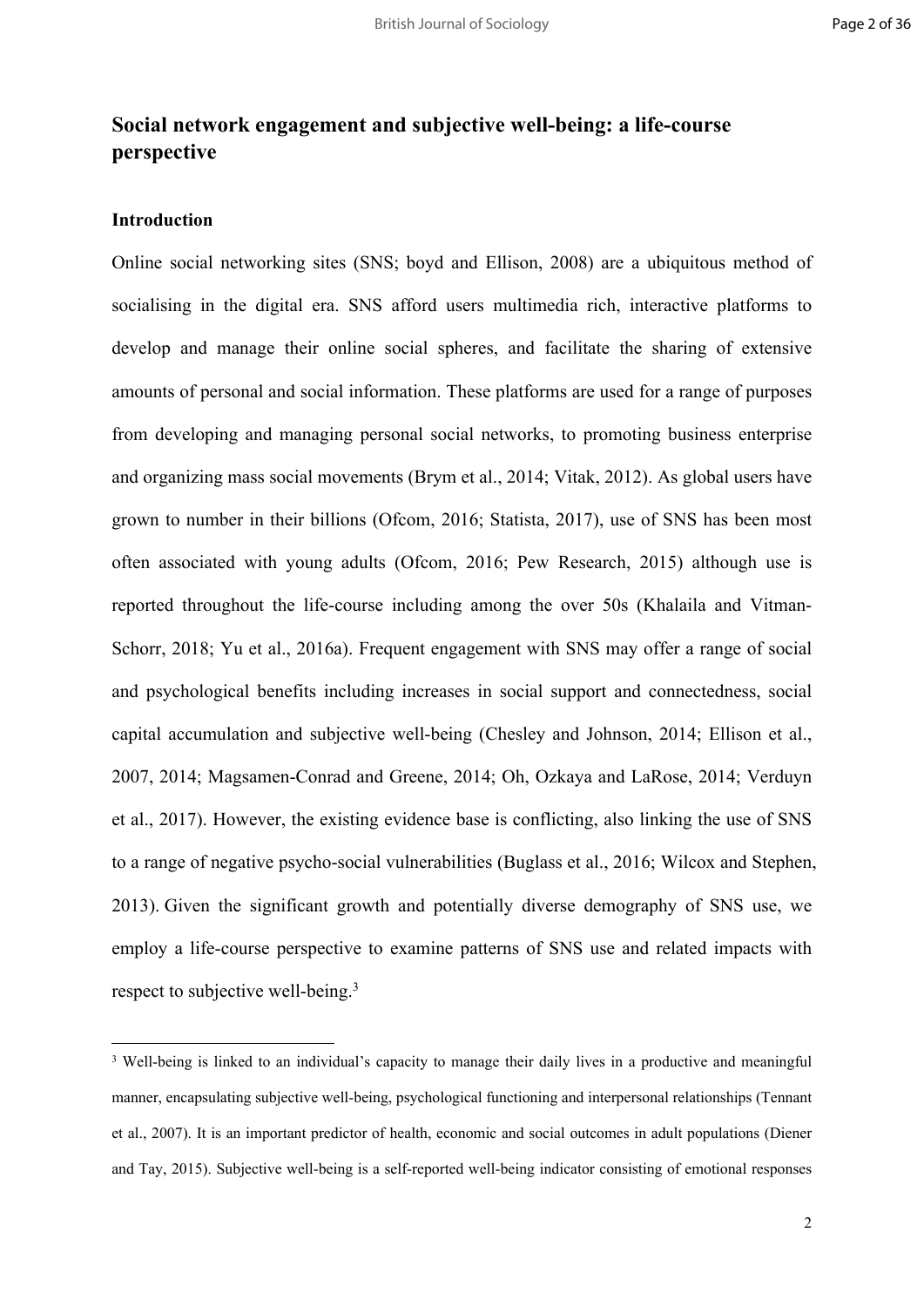# Social network engagement and subjective well-being: a life-course perspective

## Introduction

Online social networking sites (SNS; boyd and Ellison, 2008) are a ubiquitous method of socialising in the digital era. SNS afford users multimedia rich, interactive platforms to develop and manage their online social spheres, and facilitate the sharing of extensive amounts of personal and social information. These platforms are used for a range of purposes from developing and managing personal social networks, to promoting business enterprise and organizing mass social movements (Brym et al., 2014; Vitak, 2012). As global users have grown to number in their billions (Ofcom, 2016; Statista, 2017), use of SNS has been most often associated with young adults (Ofcom, 2016; Pew Research, 2015) although use is reported throughout the life-course including among the over 50s (Khalaila and Vitman-Schorr, 2018; Yu et al., 2016a). Frequent engagement with SNS may offer a range of social and psychological benefits including increases in social support and connectedness, social capital accumulation and subjective well-being (Chesley and Johnson, 2014; Ellison et al., 2007, 2014; Magsamen-Conrad and Greene, 2014; Oh, Ozkaya and LaRose, 2014; Verduyn et al., 2017). However, the existing evidence base is conflicting, also linking the use of SNS to a range of negative psycho-social vulnerabilities (Buglass et al., 2016; Wilcox and Stephen, 2013). Given the significant growth and potentially diverse demography of SNS use, we employ a life-course perspective to examine patterns of SNS use and related impacts with respect to subjective well-being.[3]

[3] Well-being is linked to an individual's capacity to manage their daily lives in a productive and meaningful manner, encapsulating subjective well-being, psychological functioning and interpersonal relationships (Tennant et al., 2007). It is an important predictor of health, economic and social outcomes in adult populations (Diener and Tay, 2015). Subjective well-being is a self-reported well-being indicator consisting of emotional responses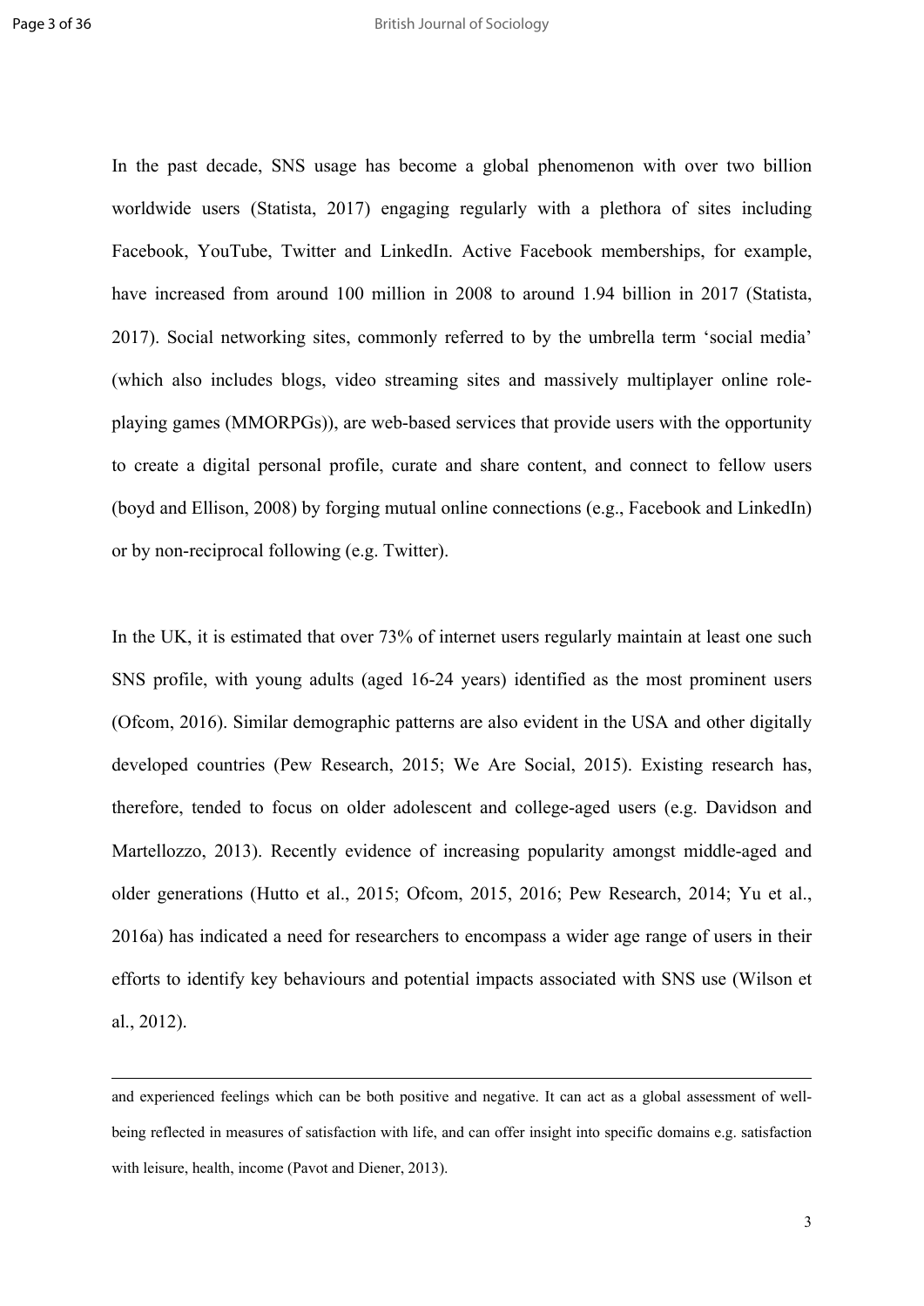In the past decade, SNS usage has become a global phenomenon with over two billion worldwide users (Statista, 2017) engaging regularly with a plethora of sites including Facebook, YouTube, Twitter and LinkedIn. Active Facebook memberships, for example, have increased from around 100 million in 2008 to around 1.94 billion in 2017 (Statista, 2017). Social networking sites, commonly referred to by the umbrella term 'social media' (which also includes blogs, video streaming sites and massively multiplayer online role-playing games (MMORPGs)), are web-based services that provide users with the opportunity to create a digital personal profile, curate and share content, and connect to fellow users (boyd and Ellison, 2008) by forging mutual online connections (e.g., Facebook and LinkedIn) or by non-reciprocal following (e.g. Twitter).

In the UK, it is estimated that over 73% of internet users regularly maintain at least one such SNS profile, with young adults (aged 16-24 years) identified as the most prominent users (Ofcom, 2016). Similar demographic patterns are also evident in the USA and other digitally developed countries (Pew Research, 2015; We Are Social, 2015). Existing research has, therefore, tended to focus on older adolescent and college-aged users (e.g. Davidson and Martellozzo, 2013). Recently evidence of increasing popularity amongst middle-aged and older generations (Hutto et al., 2015; Ofcom, 2015, 2016; Pew Research, 2014; Yu et al., 2016a) has indicated a need for researchers to encompass a wider age range of users in their efforts to identify key behaviours and potential impacts associated with SNS use (Wilson et al., 2012).

---

and experienced feelings which can be both positive and negative. It can act as a global assessment of well-being reflected in measures of satisfaction with life, and can offer insight into specific domains e.g. satisfaction with leisure, health, income (Pavot and Diener, 2013).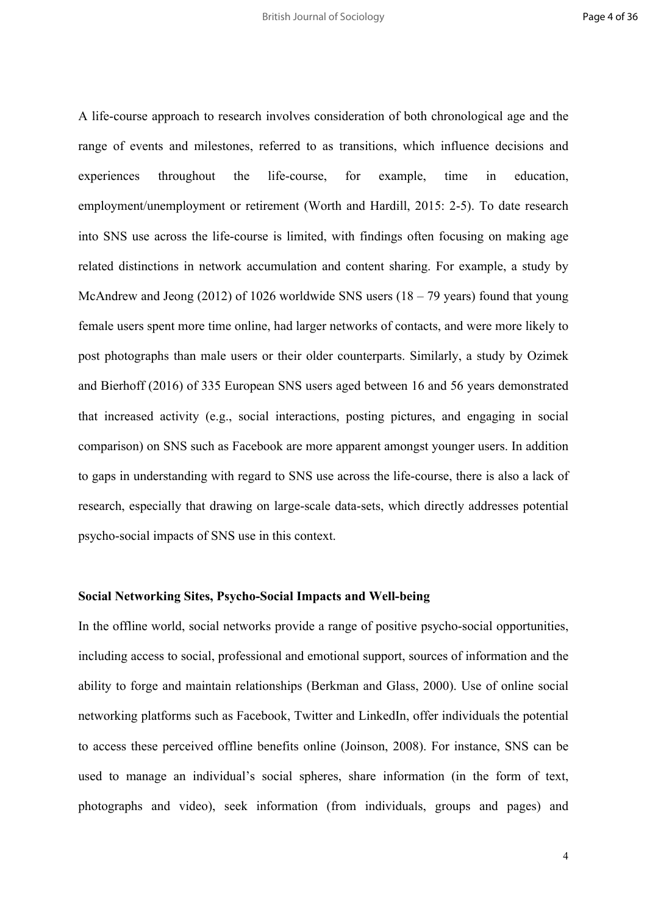A life-course approach to research involves consideration of both chronological age and the range of events and milestones, referred to as transitions, which influence decisions and experiences throughout the life-course, for example, time in education, employment/unemployment or retirement (Worth and Hardill, 2015: 2-5). To date research into SNS use across the life-course is limited, with findings often focusing on making age related distinctions in network accumulation and content sharing. For example, a study by McAndrew and Jeong (2012) of 1026 worldwide SNS users (18 – 79 years) found that young female users spent more time online, had larger networks of contacts, and were more likely to post photographs than male users or their older counterparts. Similarly, a study by Ozimek and Bierhoff (2016) of 335 European SNS users aged between 16 and 56 years demonstrated that increased activity (e.g., social interactions, posting pictures, and engaging in social comparison) on SNS such as Facebook are more apparent amongst younger users. In addition to gaps in understanding with regard to SNS use across the life-course, there is also a lack of research, especially that drawing on large-scale data-sets, which directly addresses potential psycho-social impacts of SNS use in this context.

**Social Networking Sites, Psycho-Social Impacts and Well-being**

In the offline world, social networks provide a range of positive psycho-social opportunities, including access to social, professional and emotional support, sources of information and the ability to forge and maintain relationships (Berkman and Glass, 2000). Use of online social networking platforms such as Facebook, Twitter and LinkedIn, offer individuals the potential to access these perceived offline benefits online (Joinson, 2008). For instance, SNS can be used to manage an individual's social spheres, share information (in the form of text, photographs and video), seek information (from individuals, groups and pages) and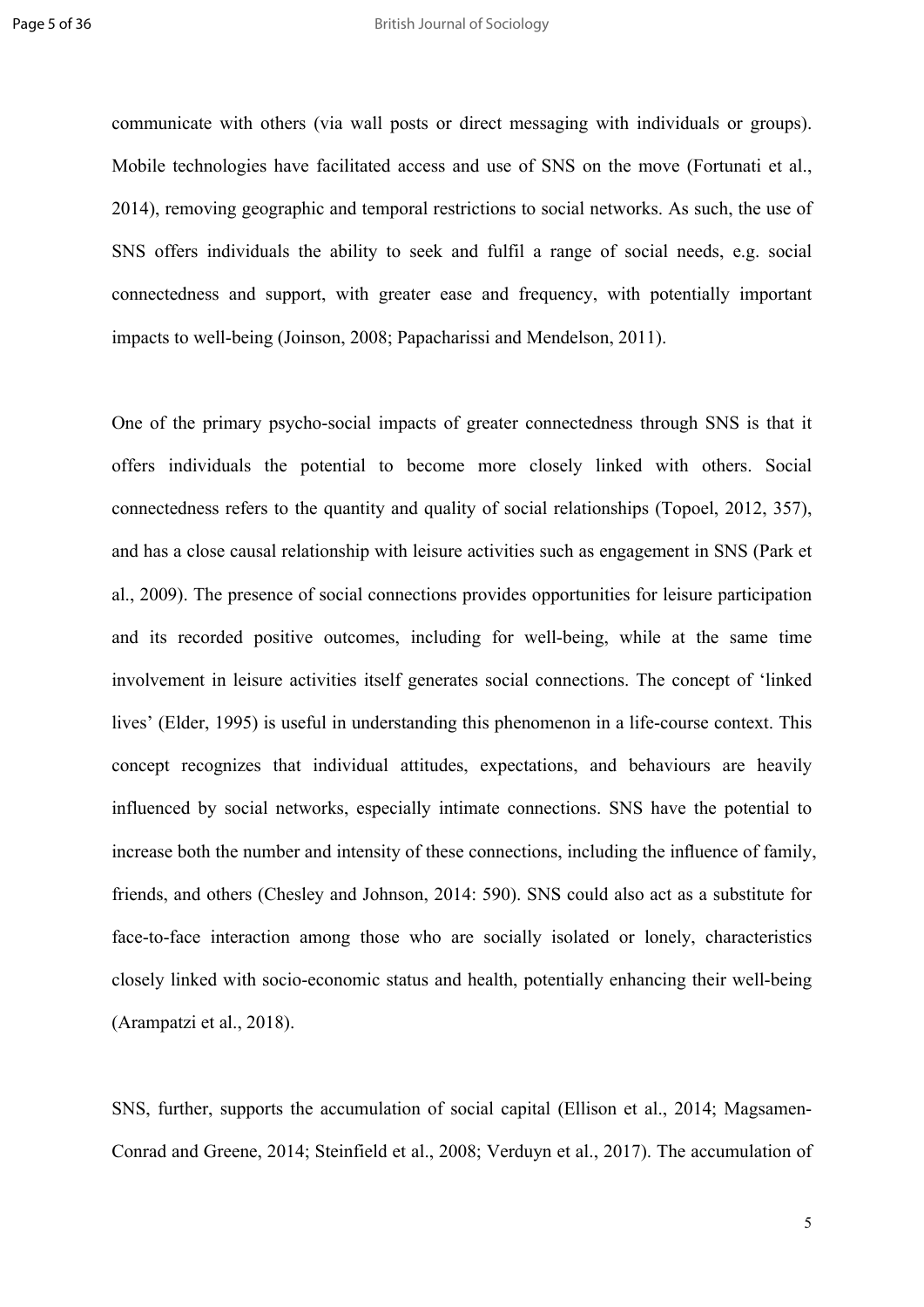communicate with others (via wall posts or direct messaging with individuals or groups). Mobile technologies have facilitated access and use of SNS on the move (Fortunati et al., 2014), removing geographic and temporal restrictions to social networks. As such, the use of SNS offers individuals the ability to seek and fulfil a range of social needs, e.g. social connectedness and support, with greater ease and frequency, with potentially important impacts to well-being (Joinson, 2008; Papacharissi and Mendelson, 2011).

One of the primary psycho-social impacts of greater connectedness through SNS is that it offers individuals the potential to become more closely linked with others. Social connectedness refers to the quantity and quality of social relationships (Topoel, 2012, 357), and has a close causal relationship with leisure activities such as engagement in SNS (Park et al., 2009). The presence of social connections provides opportunities for leisure participation and its recorded positive outcomes, including for well-being, while at the same time involvement in leisure activities itself generates social connections. The concept of 'linked lives' (Elder, 1995) is useful in understanding this phenomenon in a life-course context. This concept recognizes that individual attitudes, expectations, and behaviours are heavily influenced by social networks, especially intimate connections. SNS have the potential to increase both the number and intensity of these connections, including the influence of family, friends, and others (Chesley and Johnson, 2014: 590). SNS could also act as a substitute for face-to-face interaction among those who are socially isolated or lonely, characteristics closely linked with socio-economic status and health, potentially enhancing their well-being (Arampatzi et al., 2018).

SNS, further, supports the accumulation of social capital (Ellison et al., 2014; Magsamen-Conrad and Greene, 2014; Steinfield et al., 2008; Verduyn et al., 2017). The accumulation of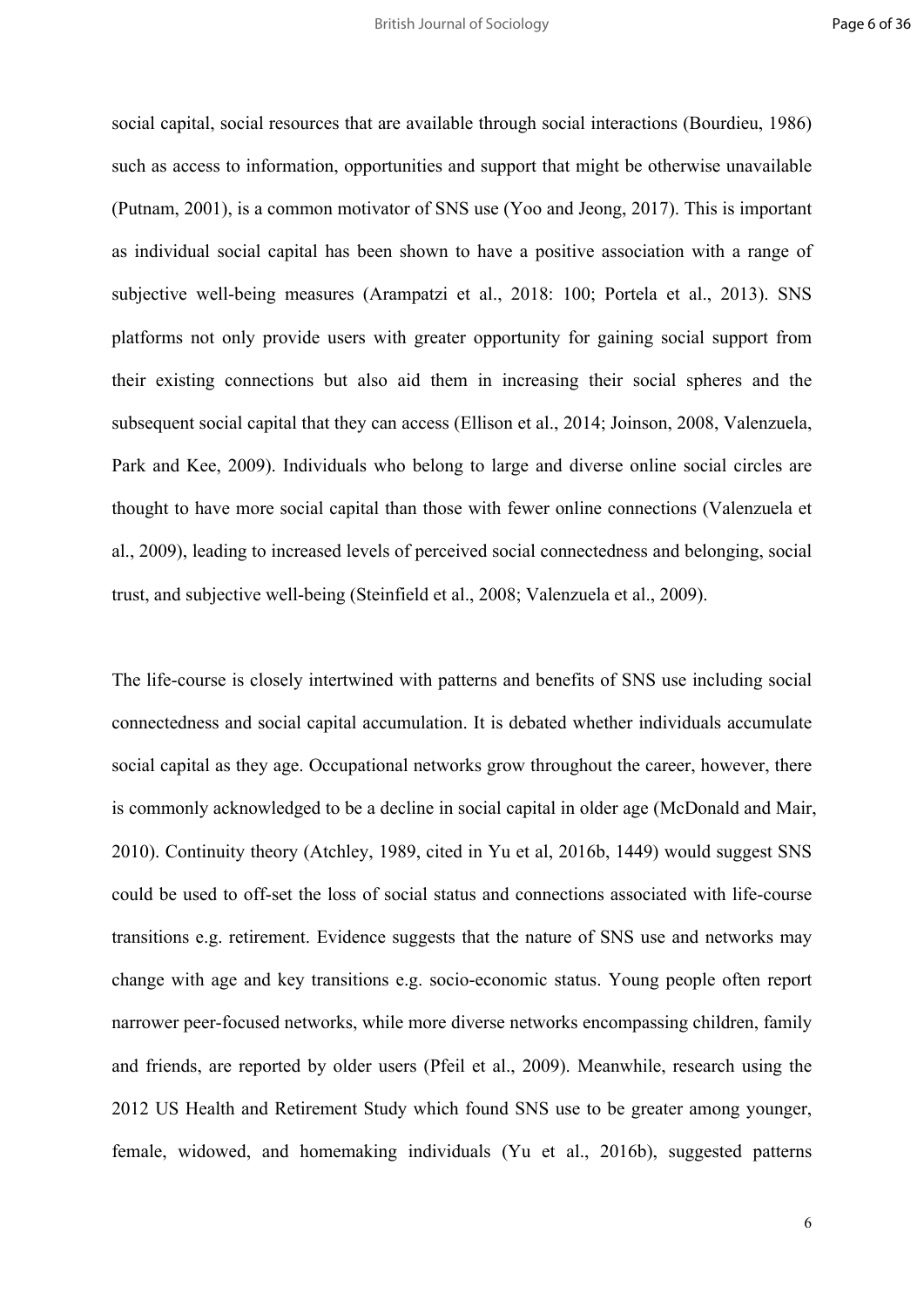social capital, social resources that are available through social interactions (Bourdieu, 1986) such as access to information, opportunities and support that might be otherwise unavailable (Putnam, 2001), is a common motivator of SNS use (Yoo and Jeong, 2017). This is important as individual social capital has been shown to have a positive association with a range of subjective well-being measures (Arampatzi et al., 2018: 100; Portela et al., 2013). SNS platforms not only provide users with greater opportunity for gaining social support from their existing connections but also aid them in increasing their social spheres and the subsequent social capital that they can access (Ellison et al., 2014; Joinson, 2008, Valenzuela, Park and Kee, 2009). Individuals who belong to large and diverse online social circles are thought to have more social capital than those with fewer online connections (Valenzuela et al., 2009), leading to increased levels of perceived social connectedness and belonging, social trust, and subjective well-being (Steinfield et al., 2008; Valenzuela et al., 2009).

The life-course is closely intertwined with patterns and benefits of SNS use including social connectedness and social capital accumulation. It is debated whether individuals accumulate social capital as they age. Occupational networks grow throughout the career, however, there is commonly acknowledged to be a decline in social capital in older age (McDonald and Mair, 2010). Continuity theory (Atchley, 1989, cited in Yu et al, 2016b, 1449) would suggest SNS could be used to off-set the loss of social status and connections associated with life-course transitions e.g. retirement. Evidence suggests that the nature of SNS use and networks may change with age and key transitions e.g. socio-economic status. Young people often report narrower peer-focused networks, while more diverse networks encompassing children, family and friends, are reported by older users (Pfeil et al., 2009). Meanwhile, research using the 2012 US Health and Retirement Study which found SNS use to be greater among younger, female, widowed, and homemaking individuals (Yu et al., 2016b), suggested patterns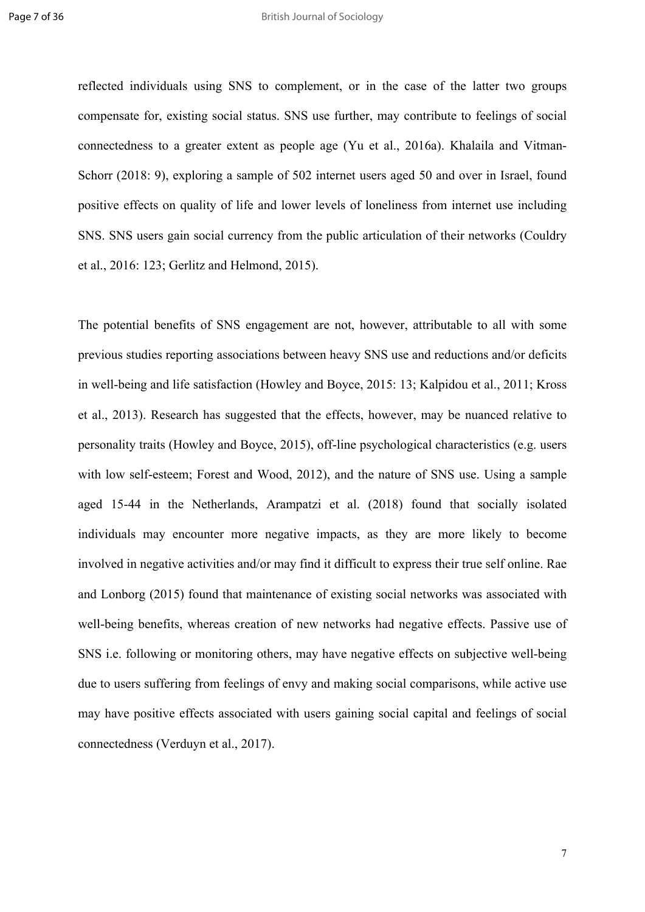reflected individuals using SNS to complement, or in the case of the latter two groups compensate for, existing social status. SNS use further, may contribute to feelings of social connectedness to a greater extent as people age (Yu et al., 2016a). Khalaila and Vitman-Schorr (2018: 9), exploring a sample of 502 internet users aged 50 and over in Israel, found positive effects on quality of life and lower levels of loneliness from internet use including SNS. SNS users gain social currency from the public articulation of their networks (Couldry et al., 2016: 123; Gerlitz and Helmond, 2015).

The potential benefits of SNS engagement are not, however, attributable to all with some previous studies reporting associations between heavy SNS use and reductions and/or deficits in well-being and life satisfaction (Howley and Boyce, 2015: 13; Kalpidou et al., 2011; Kross et al., 2013). Research has suggested that the effects, however, may be nuanced relative to personality traits (Howley and Boyce, 2015), off-line psychological characteristics (e.g. users with low self-esteem; Forest and Wood, 2012), and the nature of SNS use. Using a sample aged 15-44 in the Netherlands, Arampatzi et al. (2018) found that socially isolated individuals may encounter more negative impacts, as they are more likely to become involved in negative activities and/or may find it difficult to express their true self online. Rae and Lonborg (2015) found that maintenance of existing social networks was associated with well-being benefits, whereas creation of new networks had negative effects. Passive use of SNS i.e. following or monitoring others, may have negative effects on subjective well-being due to users suffering from feelings of envy and making social comparisons, while active use may have positive effects associated with users gaining social capital and feelings of social connectedness (Verduyn et al., 2017).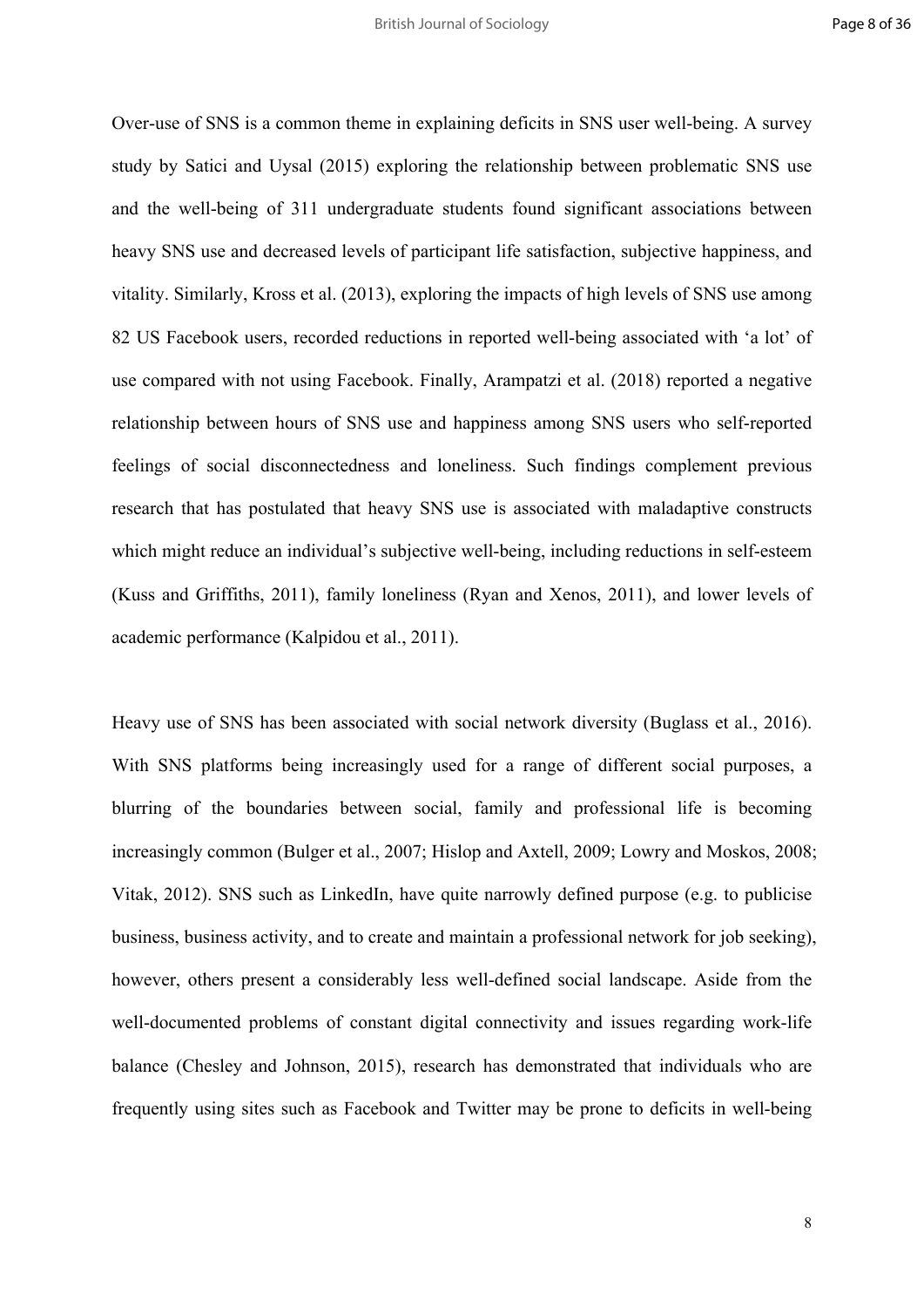Over-use of SNS is a common theme in explaining deficits in SNS user well-being. A survey study by Satici and Uysal (2015) exploring the relationship between problematic SNS use and the well-being of 311 undergraduate students found significant associations between heavy SNS use and decreased levels of participant life satisfaction, subjective happiness, and vitality. Similarly, Kross et al. (2013), exploring the impacts of high levels of SNS use among 82 US Facebook users, recorded reductions in reported well-being associated with 'a lot' of use compared with not using Facebook. Finally, Arampatzi et al. (2018) reported a negative relationship between hours of SNS use and happiness among SNS users who self-reported feelings of social disconnectedness and loneliness. Such findings complement previous research that has postulated that heavy SNS use is associated with maladaptive constructs which might reduce an individual's subjective well-being, including reductions in self-esteem (Kuss and Griffiths, 2011), family loneliness (Ryan and Xenos, 2011), and lower levels of academic performance (Kalpidou et al., 2011).

Heavy use of SNS has been associated with social network diversity (Buglass et al., 2016). With SNS platforms being increasingly used for a range of different social purposes, a blurring of the boundaries between social, family and professional life is becoming increasingly common (Bulger et al., 2007; Hislop and Axtell, 2009; Lowry and Moskos, 2008; Vitak, 2012). SNS such as LinkedIn, have quite narrowly defined purpose (e.g. to publicise business, business activity, and to create and maintain a professional network for job seeking), however, others present a considerably less well-defined social landscape. Aside from the well-documented problems of constant digital connectivity and issues regarding work-life balance (Chesley and Johnson, 2015), research has demonstrated that individuals who are frequently using sites such as Facebook and Twitter may be prone to deficits in well-being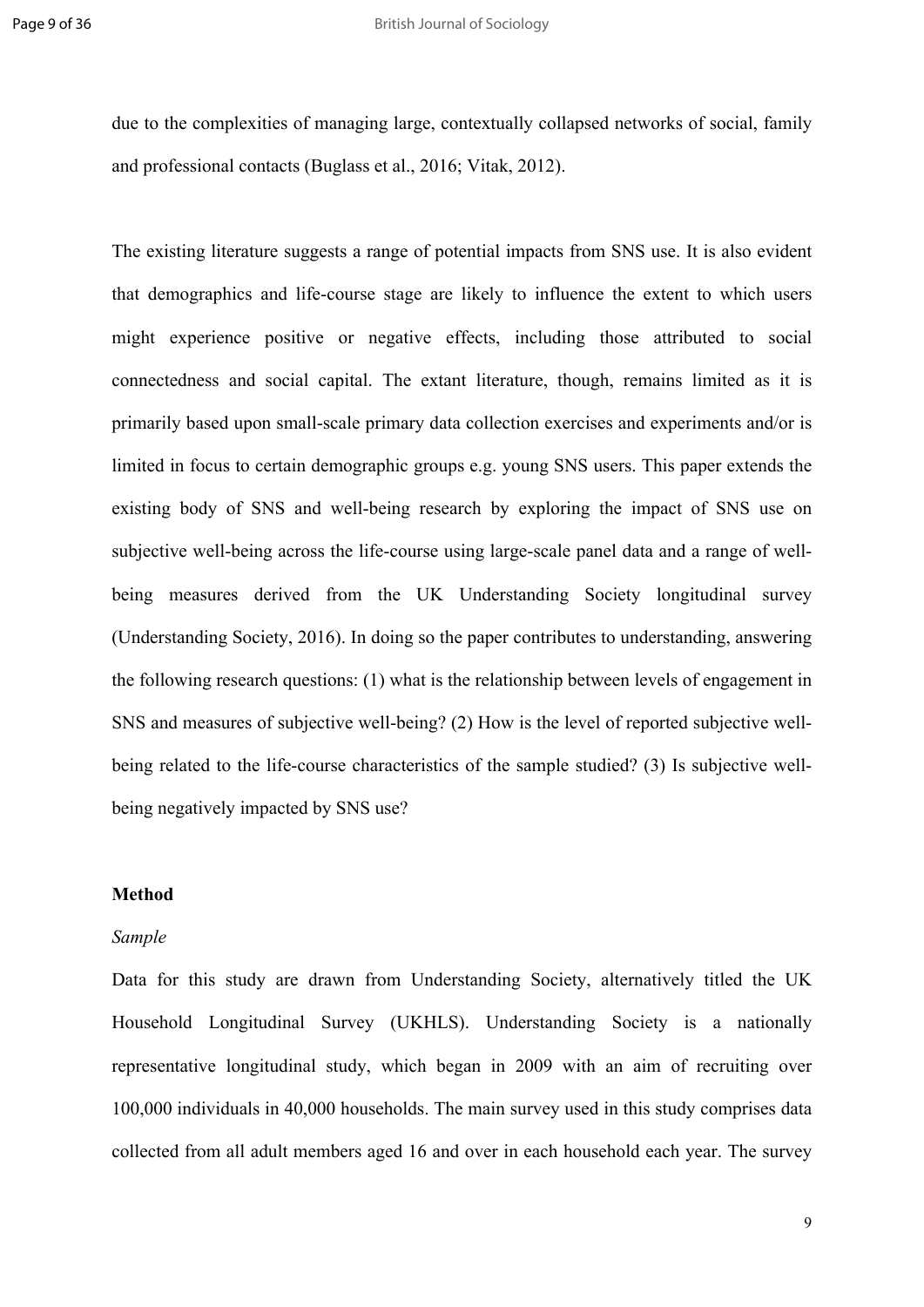due to the complexities of managing large, contextually collapsed networks of social, family and professional contacts (Buglass et al., 2016; Vitak, 2012).

The existing literature suggests a range of potential impacts from SNS use. It is also evident that demographics and life-course stage are likely to influence the extent to which users might experience positive or negative effects, including those attributed to social connectedness and social capital. The extant literature, though, remains limited as it is primarily based upon small-scale primary data collection exercises and experiments and/or is limited in focus to certain demographic groups e.g. young SNS users. This paper extends the existing body of SNS and well-being research by exploring the impact of SNS use on subjective well-being across the life-course using large-scale panel data and a range of well-being measures derived from the UK Understanding Society longitudinal survey (Understanding Society, 2016). In doing so the paper contributes to understanding, answering the following research questions: (1) what is the relationship between levels of engagement in SNS and measures of subjective well-being? (2) How is the level of reported subjective well-being related to the life-course characteristics of the sample studied? (3) Is subjective well-being negatively impacted by SNS use?

## Method

### *Sample*

Data for this study are drawn from Understanding Society, alternatively titled the UK Household Longitudinal Survey (UKHLS). Understanding Society is a nationally representative longitudinal study, which began in 2009 with an aim of recruiting over 100,000 individuals in 40,000 households. The main survey used in this study comprises data collected from all adult members aged 16 and over in each household each year. The survey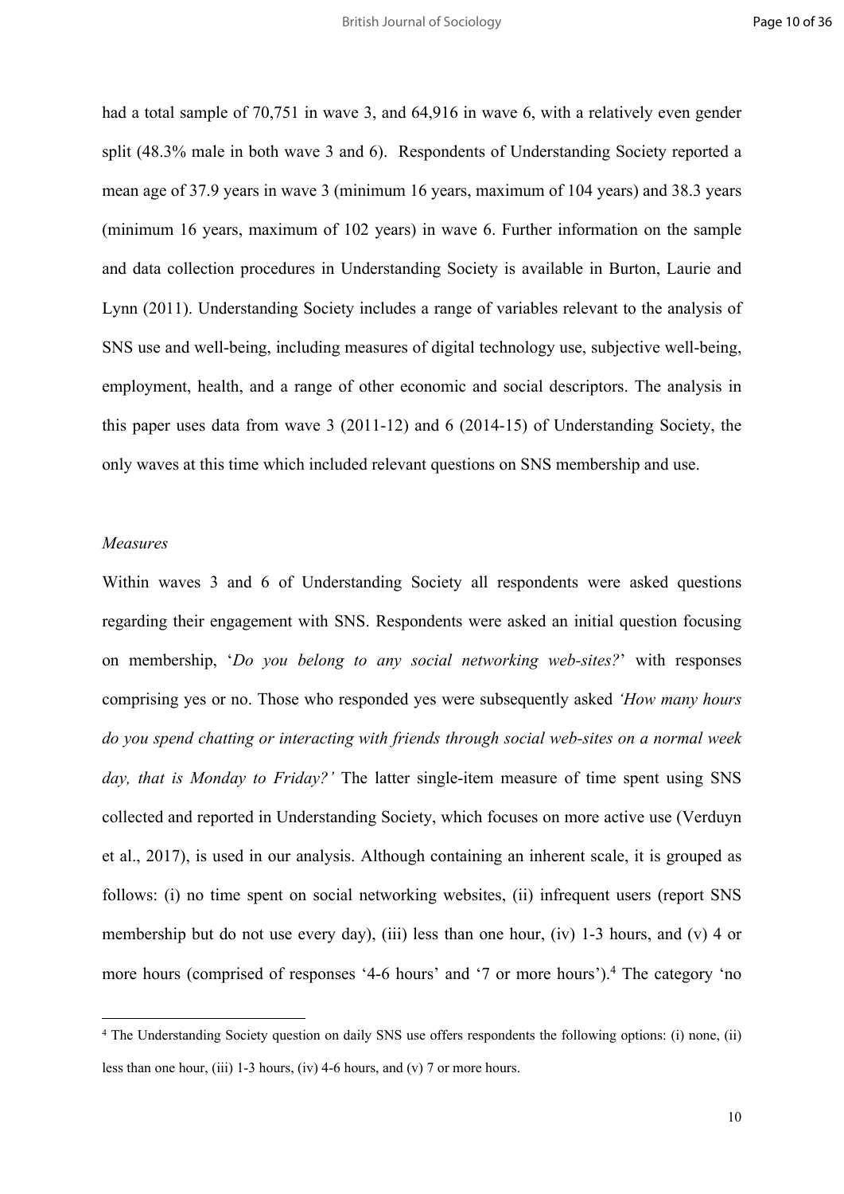had a total sample of 70,751 in wave 3, and 64,916 in wave 6, with a relatively even gender split (48.3% male in both wave 3 and 6). Respondents of Understanding Society reported a mean age of 37.9 years in wave 3 (minimum 16 years, maximum of 104 years) and 38.3 years (minimum 16 years, maximum of 102 years) in wave 6. Further information on the sample and data collection procedures in Understanding Society is available in Burton, Laurie and Lynn (2011). Understanding Society includes a range of variables relevant to the analysis of SNS use and well-being, including measures of digital technology use, subjective well-being, employment, health, and a range of other economic and social descriptors. The analysis in this paper uses data from wave 3 (2011-12) and 6 (2014-15) of Understanding Society, the only waves at this time which included relevant questions on SNS membership and use.

*Measures*

Within waves 3 and 6 of Understanding Society all respondents were asked questions regarding their engagement with SNS. Respondents were asked an initial question focusing on membership, '*Do you belong to any social networking web-sites?*' with responses comprising yes or no. Those who responded yes were subsequently asked *'How many hours do you spend chatting or interacting with friends through social web-sites on a normal week day, that is Monday to Friday?'* The latter single-item measure of time spent using SNS collected and reported in Understanding Society, which focuses on more active use (Verduyn et al., 2017), is used in our analysis. Although containing an inherent scale, it is grouped as follows: (i) no time spent on social networking websites, (ii) infrequent users (report SNS membership but do not use every day), (iii) less than one hour, (iv) 1-3 hours, and (v) 4 or more hours (comprised of responses '4-6 hours' and '7 or more hours').[4] The category 'no

[4] The Understanding Society question on daily SNS use offers respondents the following options: (i) none, (ii) less than one hour, (iii) 1-3 hours, (iv) 4-6 hours, and (v) 7 or more hours.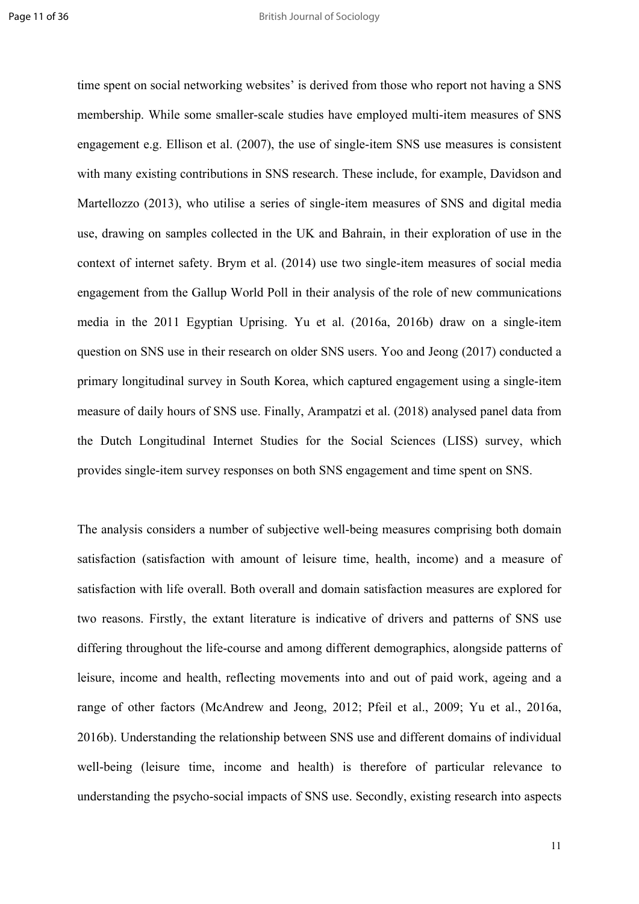time spent on social networking websites' is derived from those who report not having a SNS membership. While some smaller-scale studies have employed multi-item measures of SNS engagement e.g. Ellison et al. (2007), the use of single-item SNS use measures is consistent with many existing contributions in SNS research. These include, for example, Davidson and Martellozzo (2013), who utilise a series of single-item measures of SNS and digital media use, drawing on samples collected in the UK and Bahrain, in their exploration of use in the context of internet safety. Brym et al. (2014) use two single-item measures of social media engagement from the Gallup World Poll in their analysis of the role of new communications media in the 2011 Egyptian Uprising. Yu et al. (2016a, 2016b) draw on a single-item question on SNS use in their research on older SNS users. Yoo and Jeong (2017) conducted a primary longitudinal survey in South Korea, which captured engagement using a single-item measure of daily hours of SNS use. Finally, Arampatzi et al. (2018) analysed panel data from the Dutch Longitudinal Internet Studies for the Social Sciences (LISS) survey, which provides single-item survey responses on both SNS engagement and time spent on SNS.

The analysis considers a number of subjective well-being measures comprising both domain satisfaction (satisfaction with amount of leisure time, health, income) and a measure of satisfaction with life overall. Both overall and domain satisfaction measures are explored for two reasons. Firstly, the extant literature is indicative of drivers and patterns of SNS use differing throughout the life-course and among different demographics, alongside patterns of leisure, income and health, reflecting movements into and out of paid work, ageing and a range of other factors (McAndrew and Jeong, 2012; Pfeil et al., 2009; Yu et al., 2016a, 2016b). Understanding the relationship between SNS use and different domains of individual well-being (leisure time, income and health) is therefore of particular relevance to understanding the psycho-social impacts of SNS use. Secondly, existing research into aspects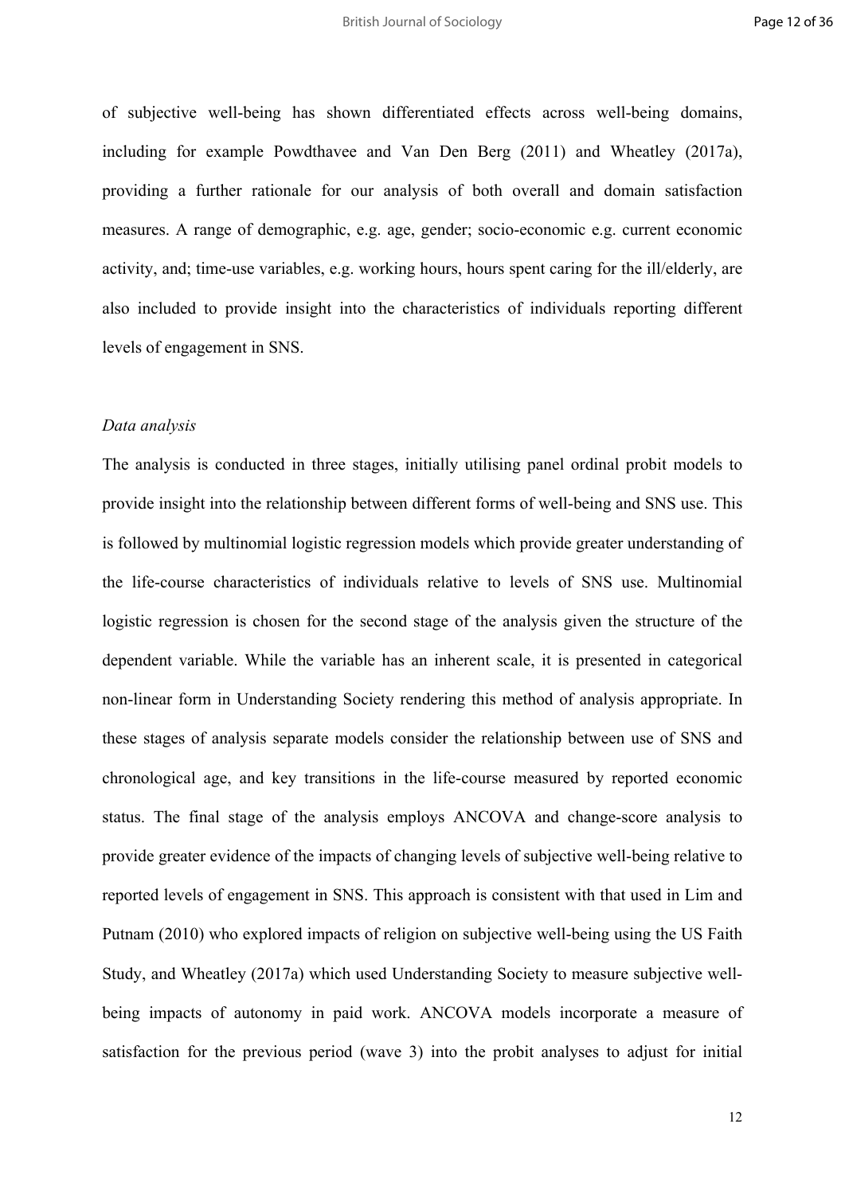of subjective well-being has shown differentiated effects across well-being domains, including for example Powdthavee and Van Den Berg (2011) and Wheatley (2017a), providing a further rationale for our analysis of both overall and domain satisfaction measures. A range of demographic, e.g. age, gender; socio-economic e.g. current economic activity, and; time-use variables, e.g. working hours, hours spent caring for the ill/elderly, are also included to provide insight into the characteristics of individuals reporting different levels of engagement in SNS.

*Data analysis*

The analysis is conducted in three stages, initially utilising panel ordinal probit models to provide insight into the relationship between different forms of well-being and SNS use. This is followed by multinomial logistic regression models which provide greater understanding of the life-course characteristics of individuals relative to levels of SNS use. Multinomial logistic regression is chosen for the second stage of the analysis given the structure of the dependent variable. While the variable has an inherent scale, it is presented in categorical non-linear form in Understanding Society rendering this method of analysis appropriate. In these stages of analysis separate models consider the relationship between use of SNS and chronological age, and key transitions in the life-course measured by reported economic status. The final stage of the analysis employs ANCOVA and change-score analysis to provide greater evidence of the impacts of changing levels of subjective well-being relative to reported levels of engagement in SNS. This approach is consistent with that used in Lim and Putnam (2010) who explored impacts of religion on subjective well-being using the US Faith Study, and Wheatley (2017a) which used Understanding Society to measure subjective well-being impacts of autonomy in paid work. ANCOVA models incorporate a measure of satisfaction for the previous period (wave 3) into the probit analyses to adjust for initial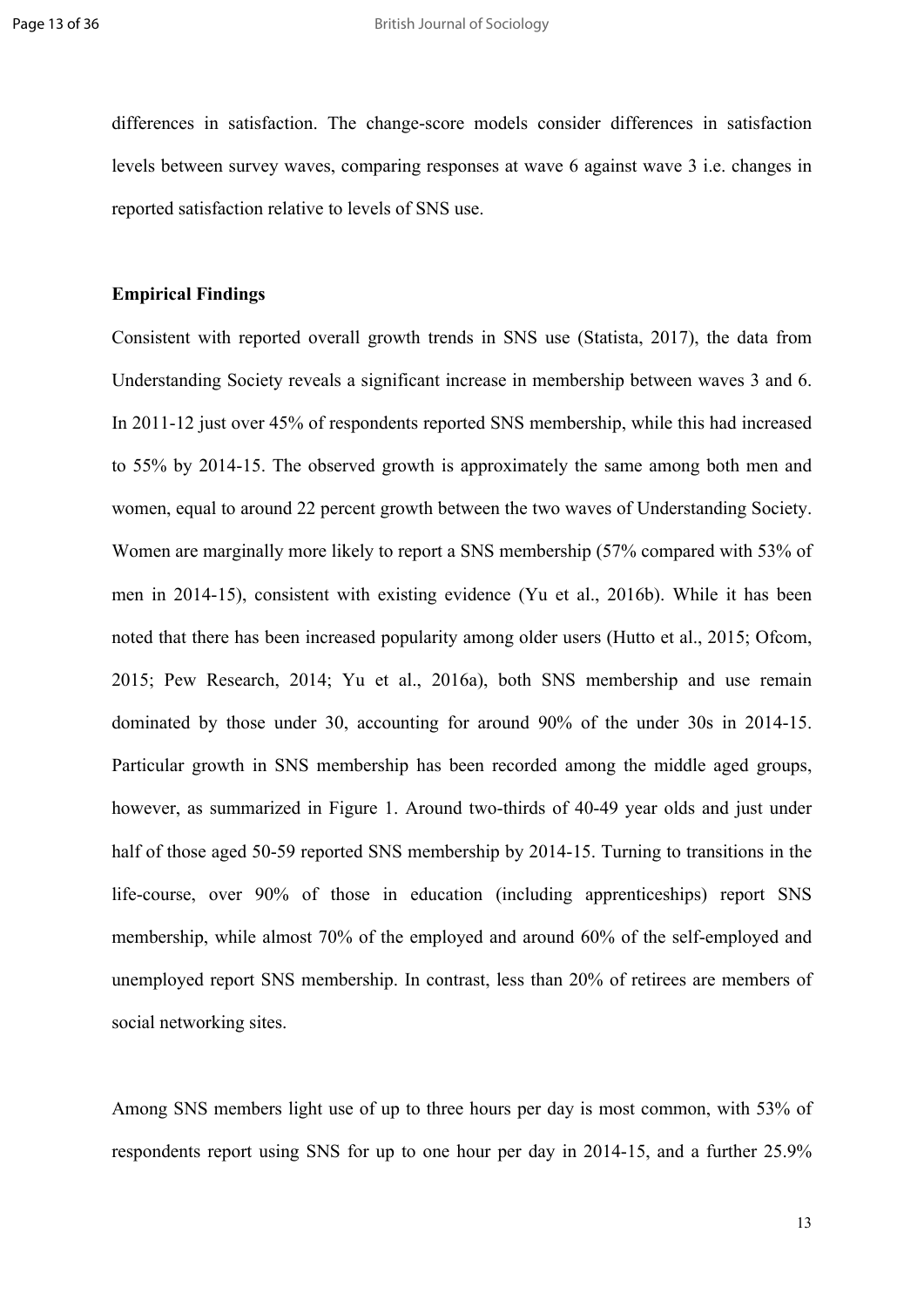differences in satisfaction. The change-score models consider differences in satisfaction levels between survey waves, comparing responses at wave 6 against wave 3 i.e. changes in reported satisfaction relative to levels of SNS use.

**Empirical Findings**

Consistent with reported overall growth trends in SNS use (Statista, 2017), the data from Understanding Society reveals a significant increase in membership between waves 3 and 6. In 2011-12 just over 45% of respondents reported SNS membership, while this had increased to 55% by 2014-15. The observed growth is approximately the same among both men and women, equal to around 22 percent growth between the two waves of Understanding Society. Women are marginally more likely to report a SNS membership (57% compared with 53% of men in 2014-15), consistent with existing evidence (Yu et al., 2016b). While it has been noted that there has been increased popularity among older users (Hutto et al., 2015; Ofcom, 2015; Pew Research, 2014; Yu et al., 2016a), both SNS membership and use remain dominated by those under 30, accounting for around 90% of the under 30s in 2014-15. Particular growth in SNS membership has been recorded among the middle aged groups, however, as summarized in Figure 1. Around two-thirds of 40-49 year olds and just under half of those aged 50-59 reported SNS membership by 2014-15. Turning to transitions in the life-course, over 90% of those in education (including apprenticeships) report SNS membership, while almost 70% of the employed and around 60% of the self-employed and unemployed report SNS membership. In contrast, less than 20% of retirees are members of social networking sites.

Among SNS members light use of up to three hours per day is most common, with 53% of respondents report using SNS for up to one hour per day in 2014-15, and a further 25.9%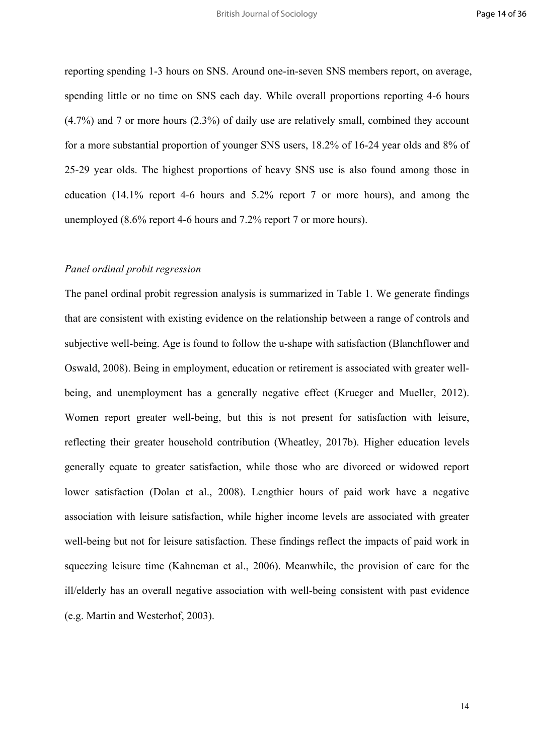reporting spending 1-3 hours on SNS. Around one-in-seven SNS members report, on average, spending little or no time on SNS each day. While overall proportions reporting 4-6 hours (4.7%) and 7 or more hours (2.3%) of daily use are relatively small, combined they account for a more substantial proportion of younger SNS users, 18.2% of 16-24 year olds and 8% of 25-29 year olds. The highest proportions of heavy SNS use is also found among those in education (14.1% report 4-6 hours and 5.2% report 7 or more hours), and among the unemployed (8.6% report 4-6 hours and 7.2% report 7 or more hours).

*Panel ordinal probit regression*

The panel ordinal probit regression analysis is summarized in Table 1. We generate findings that are consistent with existing evidence on the relationship between a range of controls and subjective well-being. Age is found to follow the u-shape with satisfaction (Blanchflower and Oswald, 2008). Being in employment, education or retirement is associated with greater well-being, and unemployment has a generally negative effect (Krueger and Mueller, 2012). Women report greater well-being, but this is not present for satisfaction with leisure, reflecting their greater household contribution (Wheatley, 2017b). Higher education levels generally equate to greater satisfaction, while those who are divorced or widowed report lower satisfaction (Dolan et al., 2008). Lengthier hours of paid work have a negative association with leisure satisfaction, while higher income levels are associated with greater well-being but not for leisure satisfaction. These findings reflect the impacts of paid work in squeezing leisure time (Kahneman et al., 2006). Meanwhile, the provision of care for the ill/elderly has an overall negative association with well-being consistent with past evidence (e.g. Martin and Westerhof, 2003).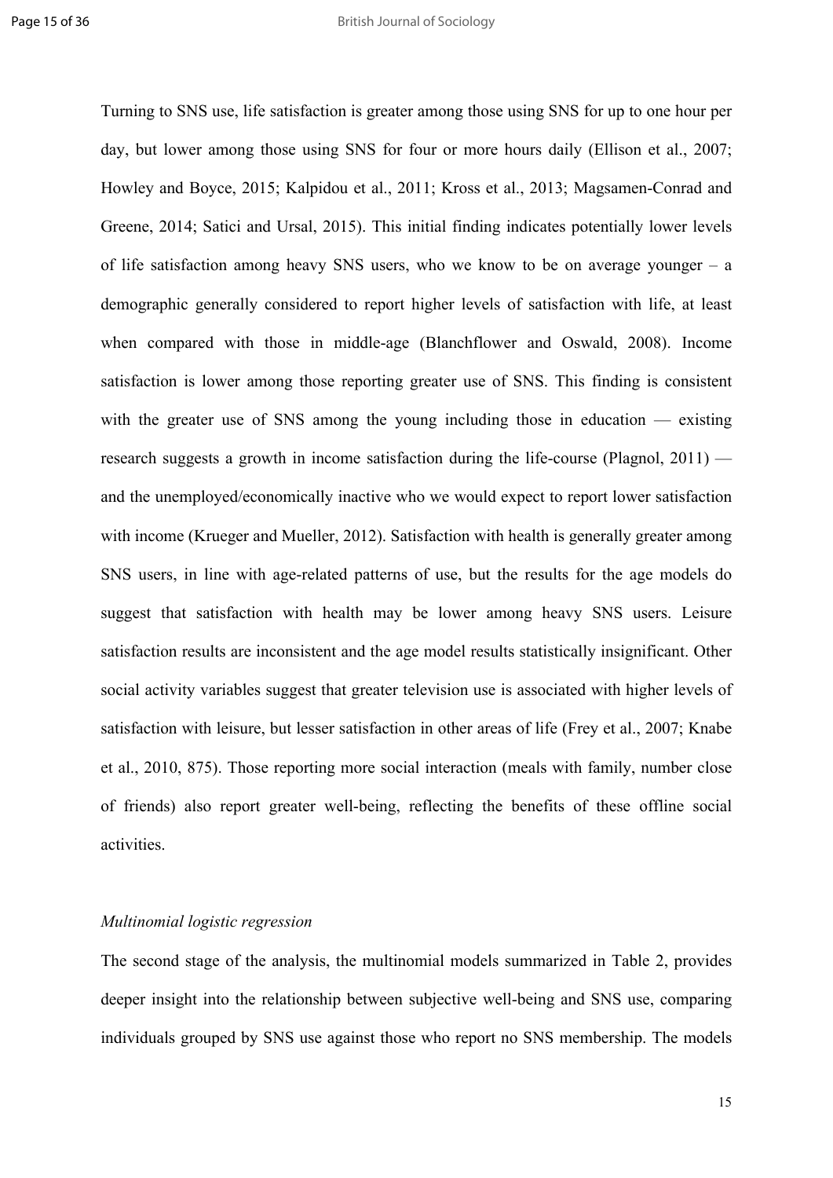Turning to SNS use, life satisfaction is greater among those using SNS for up to one hour per day, but lower among those using SNS for four or more hours daily (Ellison et al., 2007; Howley and Boyce, 2015; Kalpidou et al., 2011; Kross et al., 2013; Magsamen-Conrad and Greene, 2014; Satici and Ursal, 2015). This initial finding indicates potentially lower levels of life satisfaction among heavy SNS users, who we know to be on average younger – a demographic generally considered to report higher levels of satisfaction with life, at least when compared with those in middle-age (Blanchflower and Oswald, 2008). Income satisfaction is lower among those reporting greater use of SNS. This finding is consistent with the greater use of SNS among the young including those in education — existing research suggests a growth in income satisfaction during the life-course (Plagnol, 2011) — and the unemployed/economically inactive who we would expect to report lower satisfaction with income (Krueger and Mueller, 2012). Satisfaction with health is generally greater among SNS users, in line with age-related patterns of use, but the results for the age models do suggest that satisfaction with health may be lower among heavy SNS users. Leisure satisfaction results are inconsistent and the age model results statistically insignificant. Other social activity variables suggest that greater television use is associated with higher levels of satisfaction with leisure, but lesser satisfaction in other areas of life (Frey et al., 2007; Knabe et al., 2010, 875). Those reporting more social interaction (meals with family, number close of friends) also report greater well-being, reflecting the benefits of these offline social activities.

*Multinomial logistic regression*

The second stage of the analysis, the multinomial models summarized in Table 2, provides deeper insight into the relationship between subjective well-being and SNS use, comparing individuals grouped by SNS use against those who report no SNS membership. The models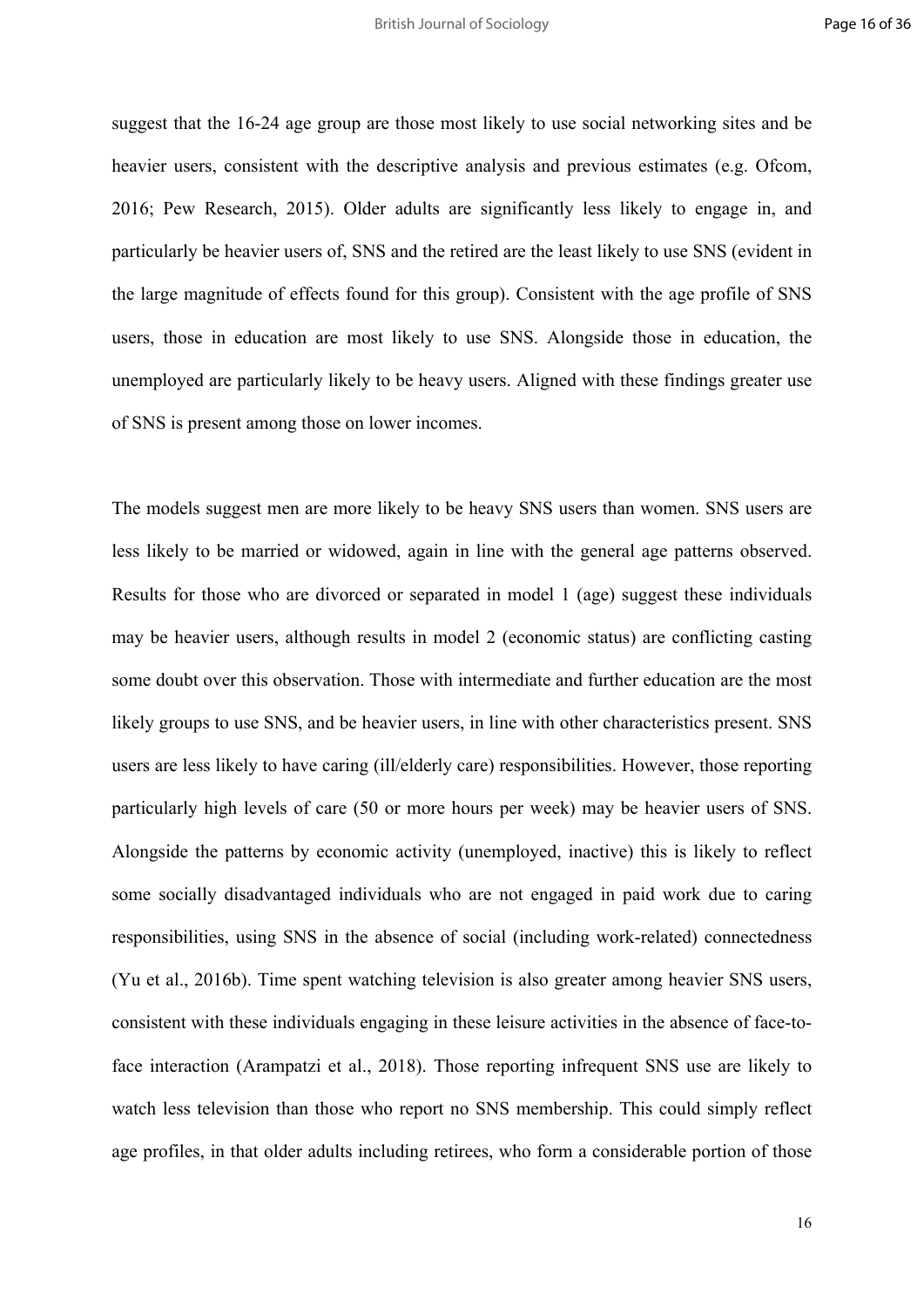suggest that the 16-24 age group are those most likely to use social networking sites and be heavier users, consistent with the descriptive analysis and previous estimates (e.g. Ofcom, 2016; Pew Research, 2015). Older adults are significantly less likely to engage in, and particularly be heavier users of, SNS and the retired are the least likely to use SNS (evident in the large magnitude of effects found for this group). Consistent with the age profile of SNS users, those in education are most likely to use SNS. Alongside those in education, the unemployed are particularly likely to be heavy users. Aligned with these findings greater use of SNS is present among those on lower incomes.

The models suggest men are more likely to be heavy SNS users than women. SNS users are less likely to be married or widowed, again in line with the general age patterns observed. Results for those who are divorced or separated in model 1 (age) suggest these individuals may be heavier users, although results in model 2 (economic status) are conflicting casting some doubt over this observation. Those with intermediate and further education are the most likely groups to use SNS, and be heavier users, in line with other characteristics present. SNS users are less likely to have caring (ill/elderly care) responsibilities. However, those reporting particularly high levels of care (50 or more hours per week) may be heavier users of SNS. Alongside the patterns by economic activity (unemployed, inactive) this is likely to reflect some socially disadvantaged individuals who are not engaged in paid work due to caring responsibilities, using SNS in the absence of social (including work-related) connectedness (Yu et al., 2016b). Time spent watching television is also greater among heavier SNS users, consistent with these individuals engaging in these leisure activities in the absence of face-to-face interaction (Arampatzi et al., 2018). Those reporting infrequent SNS use are likely to watch less television than those who report no SNS membership. This could simply reflect age profiles, in that older adults including retirees, who form a considerable portion of those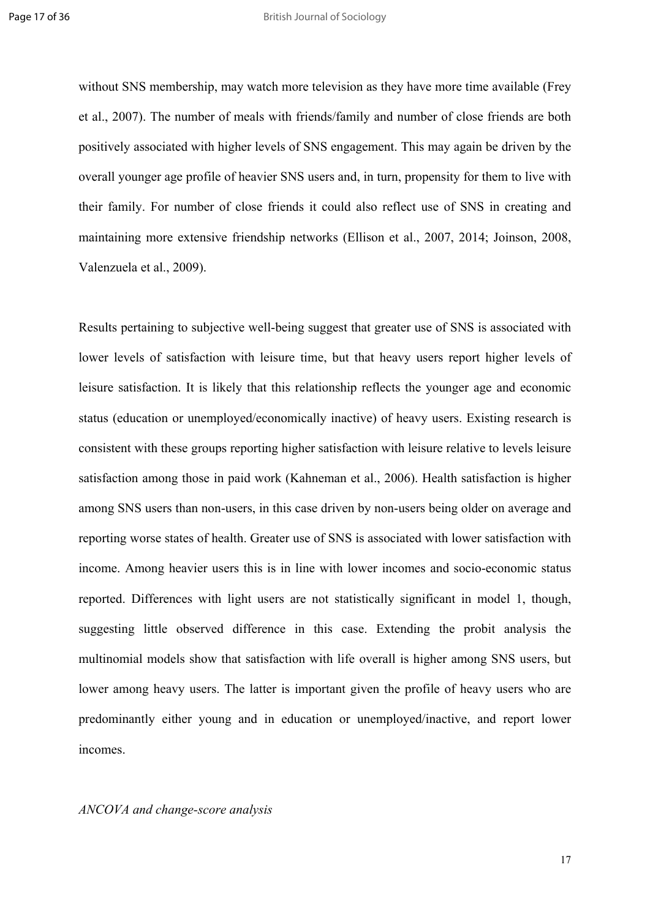without SNS membership, may watch more television as they have more time available (Frey et al., 2007). The number of meals with friends/family and number of close friends are both positively associated with higher levels of SNS engagement. This may again be driven by the overall younger age profile of heavier SNS users and, in turn, propensity for them to live with their family. For number of close friends it could also reflect use of SNS in creating and maintaining more extensive friendship networks (Ellison et al., 2007, 2014; Joinson, 2008, Valenzuela et al., 2009).

Results pertaining to subjective well-being suggest that greater use of SNS is associated with lower levels of satisfaction with leisure time, but that heavy users report higher levels of leisure satisfaction. It is likely that this relationship reflects the younger age and economic status (education or unemployed/economically inactive) of heavy users. Existing research is consistent with these groups reporting higher satisfaction with leisure relative to levels leisure satisfaction among those in paid work (Kahneman et al., 2006). Health satisfaction is higher among SNS users than non-users, in this case driven by non-users being older on average and reporting worse states of health. Greater use of SNS is associated with lower satisfaction with income. Among heavier users this is in line with lower incomes and socio-economic status reported. Differences with light users are not statistically significant in model 1, though, suggesting little observed difference in this case. Extending the probit analysis the multinomial models show that satisfaction with life overall is higher among SNS users, but lower among heavy users. The latter is important given the profile of heavy users who are predominantly either young and in education or unemployed/inactive, and report lower incomes.

*ANCOVA and change-score analysis*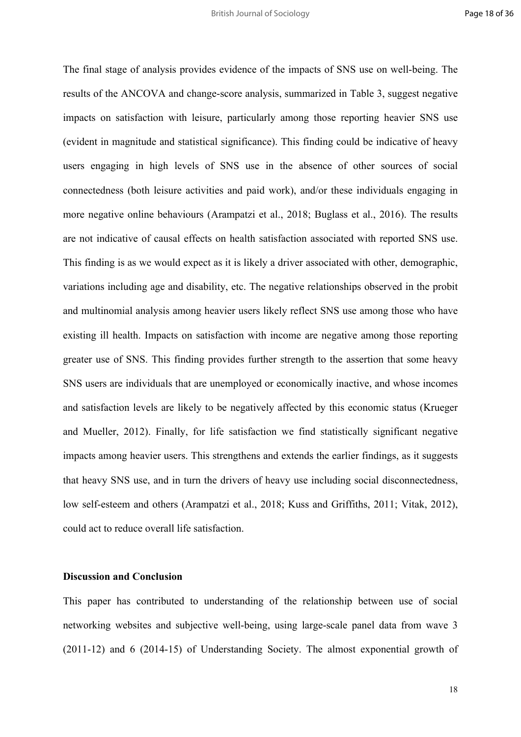The final stage of analysis provides evidence of the impacts of SNS use on well-being. The results of the ANCOVA and change-score analysis, summarized in Table 3, suggest negative impacts on satisfaction with leisure, particularly among those reporting heavier SNS use (evident in magnitude and statistical significance). This finding could be indicative of heavy users engaging in high levels of SNS use in the absence of other sources of social connectedness (both leisure activities and paid work), and/or these individuals engaging in more negative online behaviours (Arampatzi et al., 2018; Buglass et al., 2016). The results are not indicative of causal effects on health satisfaction associated with reported SNS use. This finding is as we would expect as it is likely a driver associated with other, demographic, variations including age and disability, etc. The negative relationships observed in the probit and multinomial analysis among heavier users likely reflect SNS use among those who have existing ill health. Impacts on satisfaction with income are negative among those reporting greater use of SNS. This finding provides further strength to the assertion that some heavy SNS users are individuals that are unemployed or economically inactive, and whose incomes and satisfaction levels are likely to be negatively affected by this economic status (Krueger and Mueller, 2012). Finally, for life satisfaction we find statistically significant negative impacts among heavier users. This strengthens and extends the earlier findings, as it suggests that heavy SNS use, and in turn the drivers of heavy use including social disconnectedness, low self-esteem and others (Arampatzi et al., 2018; Kuss and Griffiths, 2011; Vitak, 2012), could act to reduce overall life satisfaction.

**Discussion and Conclusion**

This paper has contributed to understanding of the relationship between use of social networking websites and subjective well-being, using large-scale panel data from wave 3 (2011-12) and 6 (2014-15) of Understanding Society. The almost exponential growth of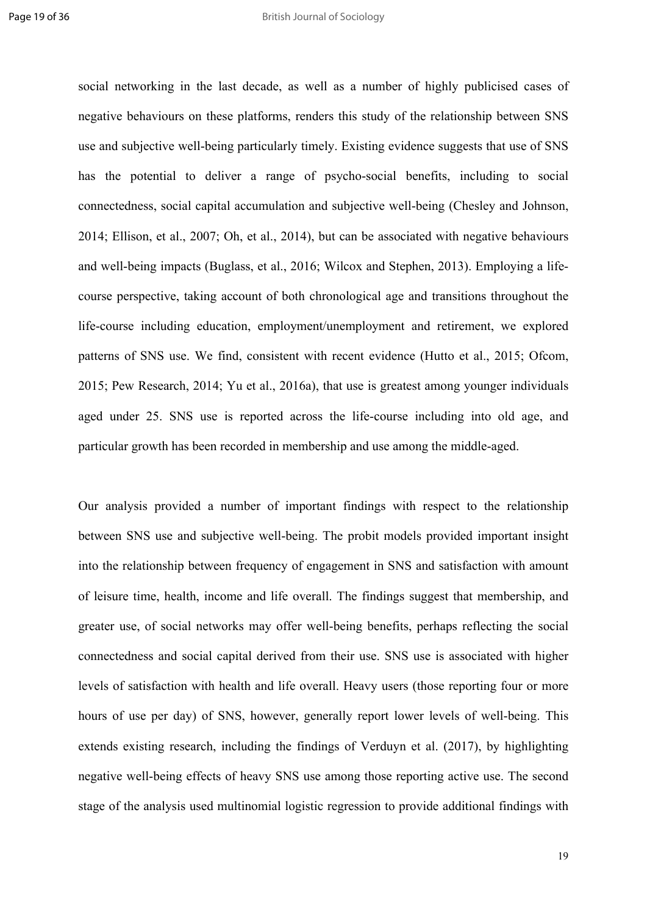social networking in the last decade, as well as a number of highly publicised cases of negative behaviours on these platforms, renders this study of the relationship between SNS use and subjective well-being particularly timely. Existing evidence suggests that use of SNS has the potential to deliver a range of psycho-social benefits, including to social connectedness, social capital accumulation and subjective well-being (Chesley and Johnson, 2014; Ellison, et al., 2007; Oh, et al., 2014), but can be associated with negative behaviours and well-being impacts (Buglass, et al., 2016; Wilcox and Stephen, 2013). Employing a life-course perspective, taking account of both chronological age and transitions throughout the life-course including education, employment/unemployment and retirement, we explored patterns of SNS use. We find, consistent with recent evidence (Hutto et al., 2015; Ofcom, 2015; Pew Research, 2014; Yu et al., 2016a), that use is greatest among younger individuals aged under 25. SNS use is reported across the life-course including into old age, and particular growth has been recorded in membership and use among the middle-aged.

Our analysis provided a number of important findings with respect to the relationship between SNS use and subjective well-being. The probit models provided important insight into the relationship between frequency of engagement in SNS and satisfaction with amount of leisure time, health, income and life overall. The findings suggest that membership, and greater use, of social networks may offer well-being benefits, perhaps reflecting the social connectedness and social capital derived from their use. SNS use is associated with higher levels of satisfaction with health and life overall. Heavy users (those reporting four or more hours of use per day) of SNS, however, generally report lower levels of well-being. This extends existing research, including the findings of Verduyn et al. (2017), by highlighting negative well-being effects of heavy SNS use among those reporting active use. The second stage of the analysis used multinomial logistic regression to provide additional findings with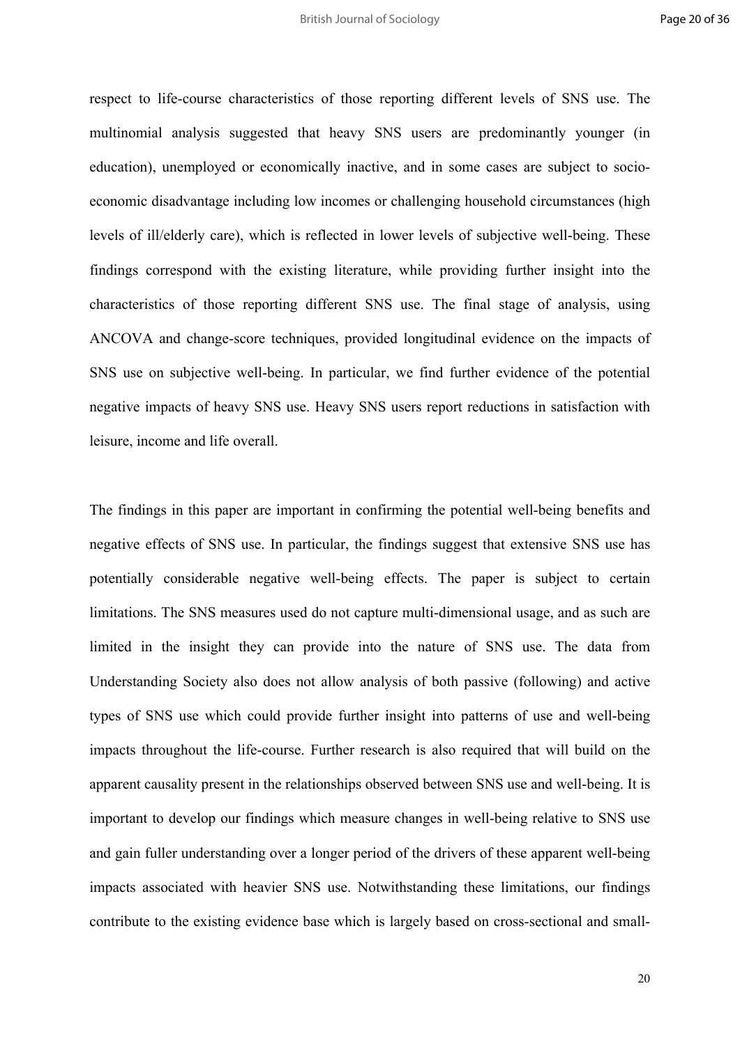respect to life-course characteristics of those reporting different levels of SNS use. The multinomial analysis suggested that heavy SNS users are predominantly younger (in education), unemployed or economically inactive, and in some cases are subject to socio-economic disadvantage including low incomes or challenging household circumstances (high levels of ill/elderly care), which is reflected in lower levels of subjective well-being. These findings correspond with the existing literature, while providing further insight into the characteristics of those reporting different SNS use. The final stage of analysis, using ANCOVA and change-score techniques, provided longitudinal evidence on the impacts of SNS use on subjective well-being. In particular, we find further evidence of the potential negative impacts of heavy SNS use. Heavy SNS users report reductions in satisfaction with leisure, income and life overall.

The findings in this paper are important in confirming the potential well-being benefits and negative effects of SNS use. In particular, the findings suggest that extensive SNS use has potentially considerable negative well-being effects. The paper is subject to certain limitations. The SNS measures used do not capture multi-dimensional usage, and as such are limited in the insight they can provide into the nature of SNS use. The data from Understanding Society also does not allow analysis of both passive (following) and active types of SNS use which could provide further insight into patterns of use and well-being impacts throughout the life-course. Further research is also required that will build on the apparent causality present in the relationships observed between SNS use and well-being. It is important to develop our findings which measure changes in well-being relative to SNS use and gain fuller understanding over a longer period of the drivers of these apparent well-being impacts associated with heavier SNS use. Notwithstanding these limitations, our findings contribute to the existing evidence base which is largely based on cross-sectional and small-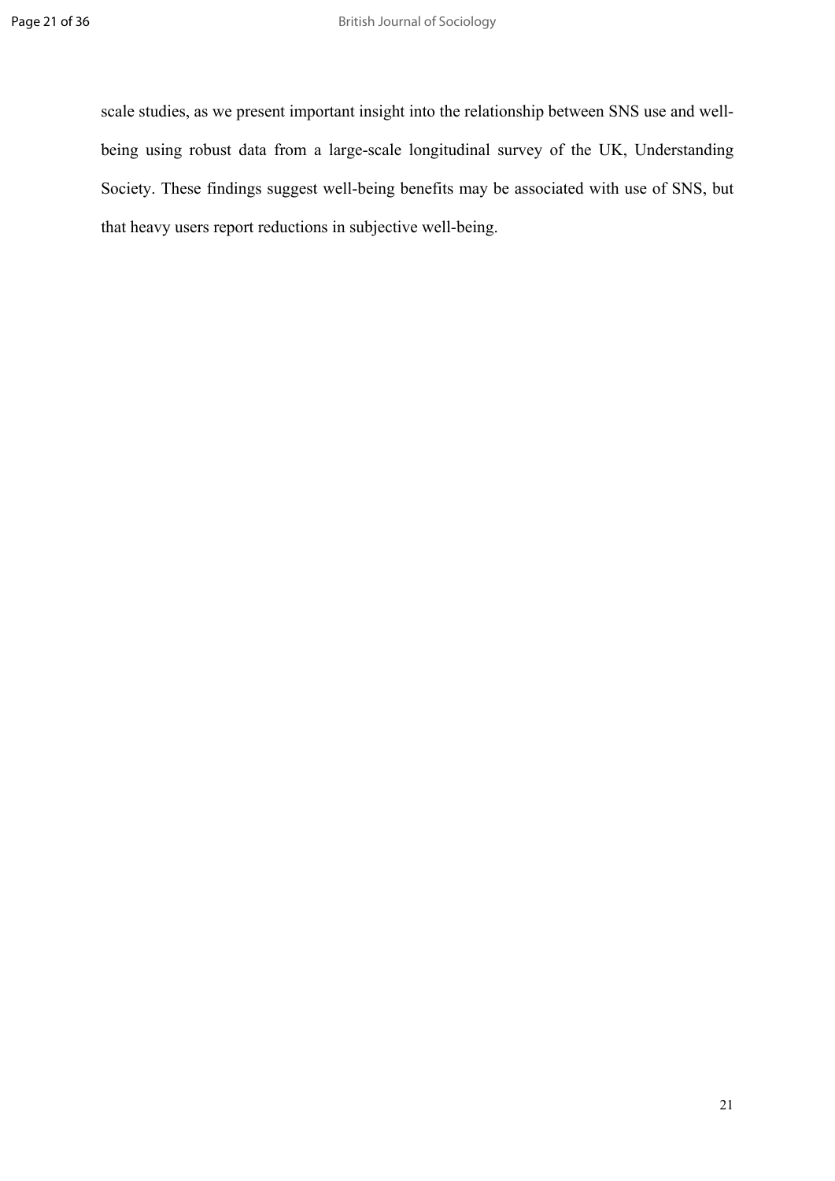scale studies, as we present important insight into the relationship between SNS use and well-being using robust data from a large-scale longitudinal survey of the UK, Understanding Society. These findings suggest well-being benefits may be associated with use of SNS, but that heavy users report reductions in subjective well-being.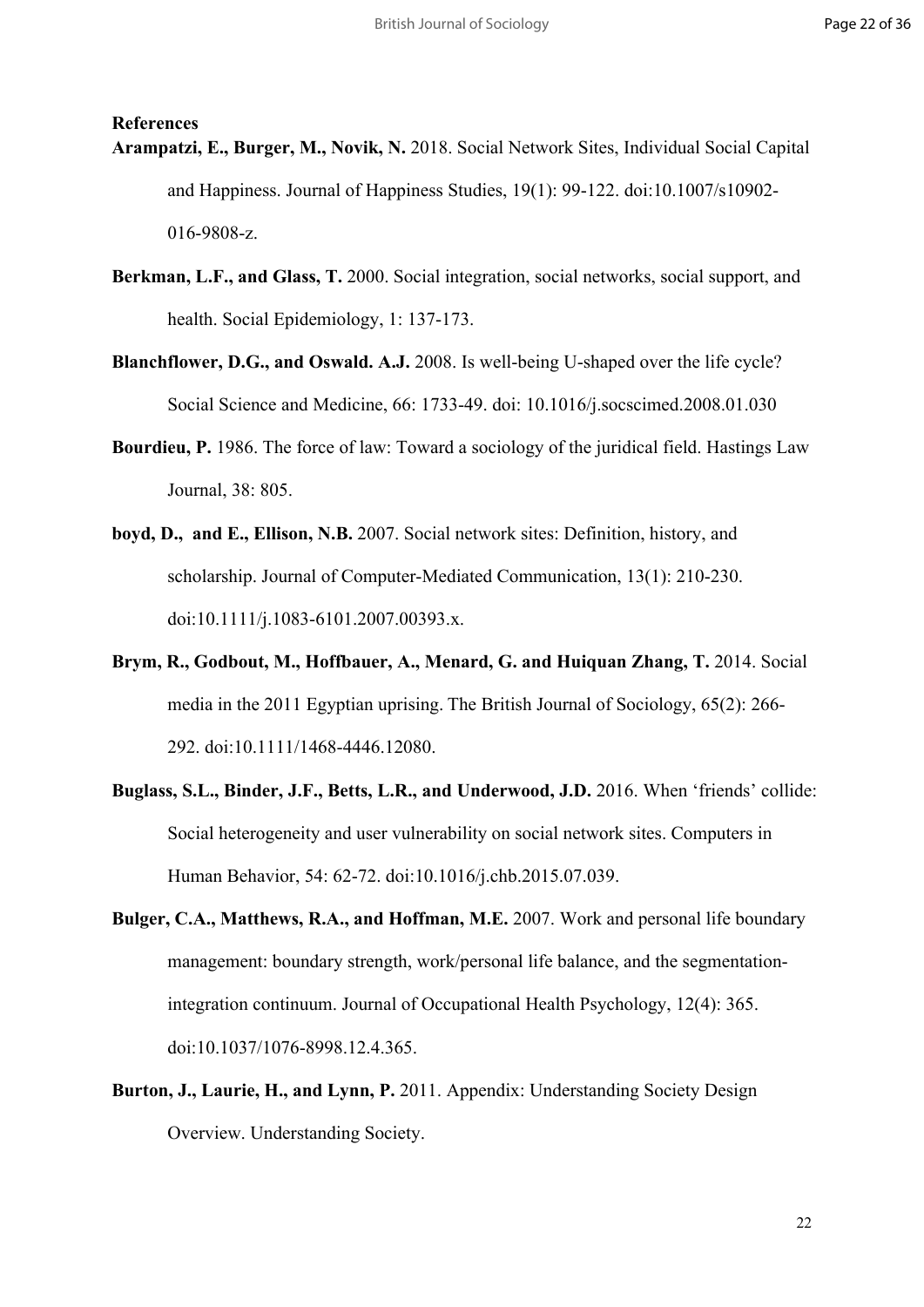## References

**Arampatzi, E., Burger, M., Novik, N.** 2018. Social Network Sites, Individual Social Capital and Happiness. Journal of Happiness Studies, 19(1): 99-122. doi:10.1007/s10902-016-9808-z.

**Berkman, L.F., and Glass, T.** 2000. Social integration, social networks, social support, and health. Social Epidemiology, 1: 137-173.

**Blanchflower, D.G., and Oswald. A.J.** 2008. Is well-being U-shaped over the life cycle? Social Science and Medicine, 66: 1733-49. doi: 10.1016/j.socscimed.2008.01.030

**Bourdieu, P.** 1986. The force of law: Toward a sociology of the juridical field. Hastings Law Journal, 38: 805.

**boyd, D., and E., Ellison, N.B.** 2007. Social network sites: Definition, history, and scholarship. Journal of Computer-Mediated Communication, 13(1): 210-230. doi:10.1111/j.1083-6101.2007.00393.x.

**Brym, R., Godbout, M., Hoffbauer, A., Menard, G. and Huiquan Zhang, T.** 2014. Social media in the 2011 Egyptian uprising. The British Journal of Sociology, 65(2): 266-292. doi:10.1111/1468-4446.12080.

**Buglass, S.L., Binder, J.F., Betts, L.R., and Underwood, J.D.** 2016. When 'friends' collide: Social heterogeneity and user vulnerability on social network sites. Computers in Human Behavior, 54: 62-72. doi:10.1016/j.chb.2015.07.039.

**Bulger, C.A., Matthews, R.A., and Hoffman, M.E.** 2007. Work and personal life boundary management: boundary strength, work/personal life balance, and the segmentation-integration continuum. Journal of Occupational Health Psychology, 12(4): 365. doi:10.1037/1076-8998.12.4.365.

**Burton, J., Laurie, H., and Lynn, P.** 2011. Appendix: Understanding Society Design Overview. Understanding Society.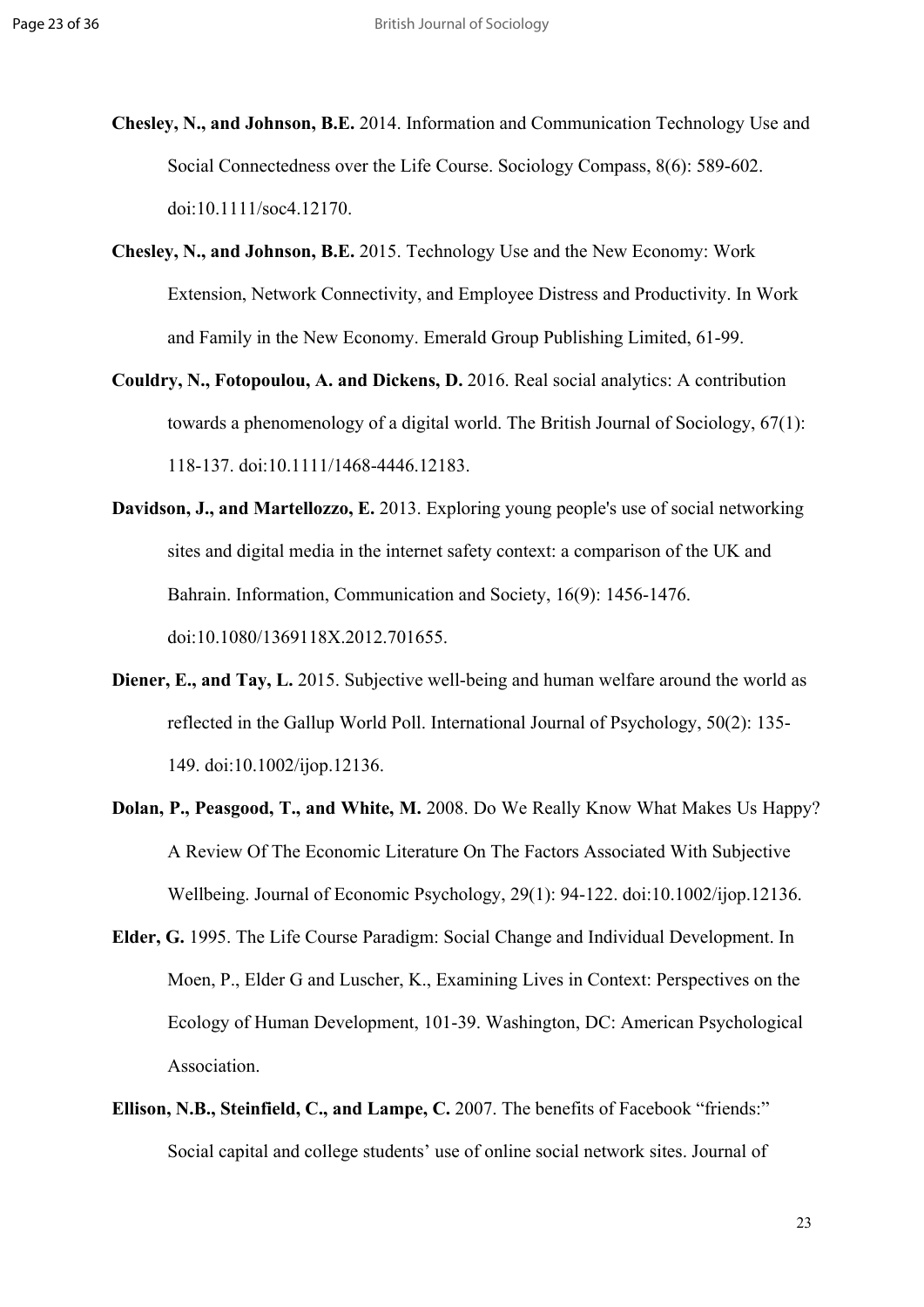**Chesley, N., and Johnson, B.E.** 2014. Information and Communication Technology Use and Social Connectedness over the Life Course. Sociology Compass, 8(6): 589-602. doi:10.1111/soc4.12170.

**Chesley, N., and Johnson, B.E.** 2015. Technology Use and the New Economy: Work Extension, Network Connectivity, and Employee Distress and Productivity. In Work and Family in the New Economy. Emerald Group Publishing Limited, 61-99.

**Couldry, N., Fotopoulou, A. and Dickens, D.** 2016. Real social analytics: A contribution towards a phenomenology of a digital world. The British Journal of Sociology, 67(1): 118-137. doi:10.1111/1468-4446.12183.

**Davidson, J., and Martellozzo, E.** 2013. Exploring young people's use of social networking sites and digital media in the internet safety context: a comparison of the UK and Bahrain. Information, Communication and Society, 16(9): 1456-1476. doi:10.1080/1369118X.2012.701655.

**Diener, E., and Tay, L.** 2015. Subjective well-being and human welfare around the world as reflected in the Gallup World Poll. International Journal of Psychology, 50(2): 135-149. doi:10.1002/ijop.12136.

**Dolan, P., Peasgood, T., and White, M.** 2008. Do We Really Know What Makes Us Happy? A Review Of The Economic Literature On The Factors Associated With Subjective Wellbeing. Journal of Economic Psychology, 29(1): 94-122. doi:10.1002/ijop.12136.

**Elder, G.** 1995. The Life Course Paradigm: Social Change and Individual Development. In Moen, P., Elder G and Luscher, K., Examining Lives in Context: Perspectives on the Ecology of Human Development, 101-39. Washington, DC: American Psychological Association.

**Ellison, N.B., Steinfield, C., and Lampe, C.** 2007. The benefits of Facebook "friends:" Social capital and college students' use of online social network sites. Journal of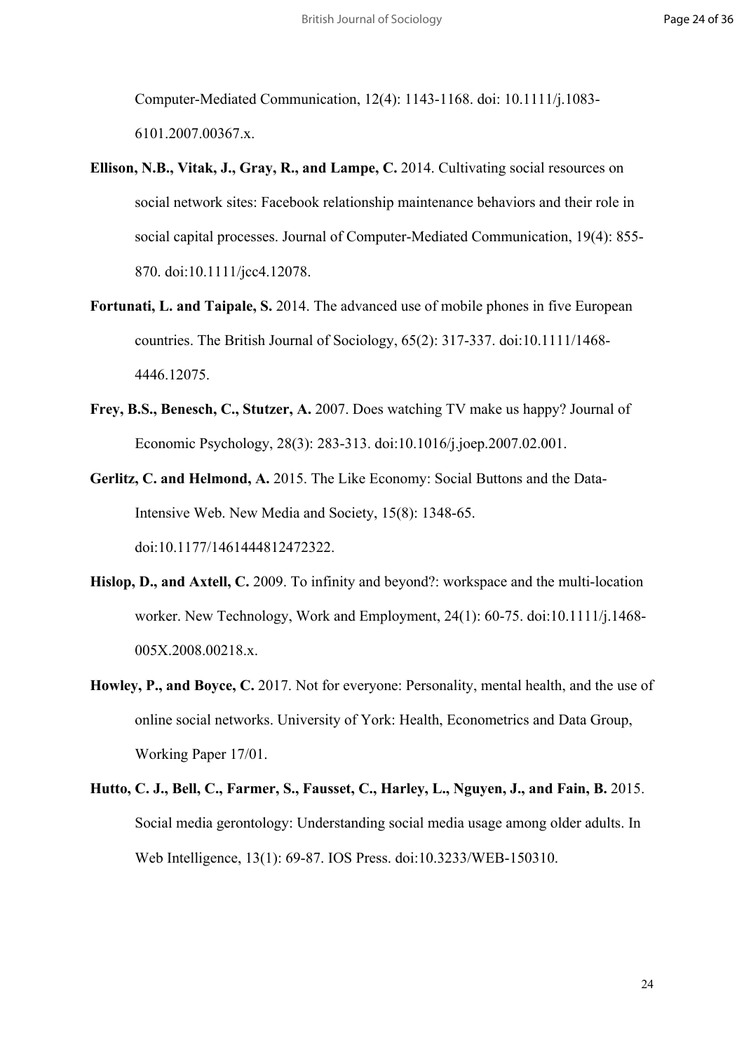Computer-Mediated Communication, 12(4): 1143-1168. doi: 10.1111/j.1083-6101.2007.00367.x.

**Ellison, N.B., Vitak, J., Gray, R., and Lampe, C.** 2014. Cultivating social resources on social network sites: Facebook relationship maintenance behaviors and their role in social capital processes. Journal of Computer-Mediated Communication, 19(4): 855-870. doi:10.1111/jcc4.12078.

**Fortunati, L. and Taipale, S.** 2014. The advanced use of mobile phones in five European countries. The British Journal of Sociology, 65(2): 317-337. doi:10.1111/1468-4446.12075.

**Frey, B.S., Benesch, C., Stutzer, A.** 2007. Does watching TV make us happy? Journal of Economic Psychology, 28(3): 283-313. doi:10.1016/j.joep.2007.02.001.

**Gerlitz, C. and Helmond, A.** 2015. The Like Economy: Social Buttons and the Data-Intensive Web. New Media and Society, 15(8): 1348-65. doi:10.1177/1461444812472322.

**Hislop, D., and Axtell, C.** 2009. To infinity and beyond?: workspace and the multi-location worker. New Technology, Work and Employment, 24(1): 60-75. doi:10.1111/j.1468-005X.2008.00218.x.

**Howley, P., and Boyce, C.** 2017. Not for everyone: Personality, mental health, and the use of online social networks. University of York: Health, Econometrics and Data Group, Working Paper 17/01.

**Hutto, C. J., Bell, C., Farmer, S., Fausset, C., Harley, L., Nguyen, J., and Fain, B.** 2015. Social media gerontology: Understanding social media usage among older adults. In Web Intelligence, 13(1): 69-87. IOS Press. doi:10.3233/WEB-150310.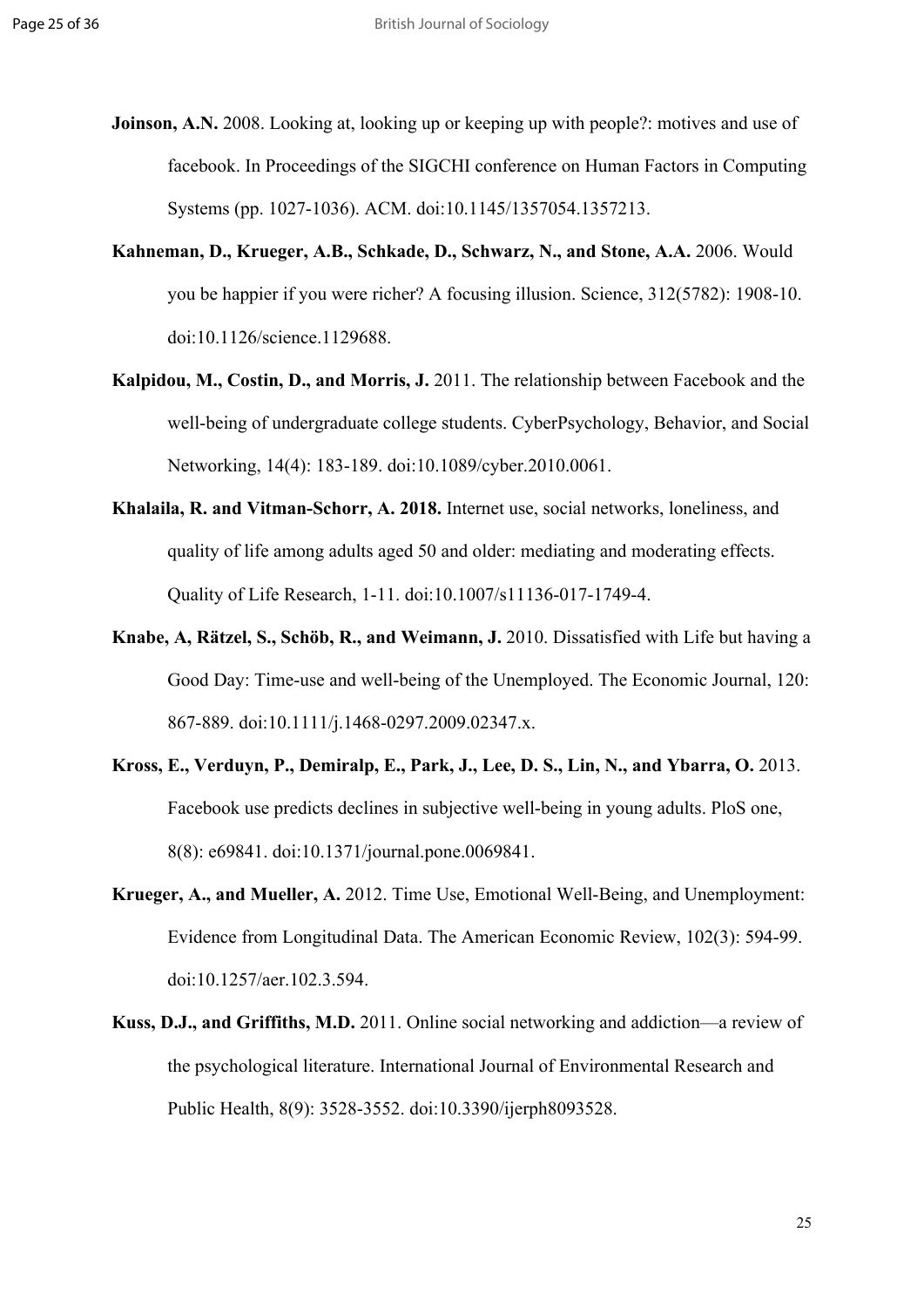**Joinson, A.N.** 2008. Looking at, looking up or keeping up with people?: motives and use of facebook. In Proceedings of the SIGCHI conference on Human Factors in Computing Systems (pp. 1027-1036). ACM. doi:10.1145/1357054.1357213.

**Kahneman, D., Krueger, A.B., Schkade, D., Schwarz, N., and Stone, A.A.** 2006. Would you be happier if you were richer? A focusing illusion. Science, 312(5782): 1908-10. doi:10.1126/science.1129688.

**Kalpidou, M., Costin, D., and Morris, J.** 2011. The relationship between Facebook and the well-being of undergraduate college students. CyberPsychology, Behavior, and Social Networking, 14(4): 183-189. doi:10.1089/cyber.2010.0061.

**Khalaila, R. and Vitman-Schorr, A. 2018.** Internet use, social networks, loneliness, and quality of life among adults aged 50 and older: mediating and moderating effects. Quality of Life Research, 1-11. doi:10.1007/s11136-017-1749-4.

**Knabe, A, Rätzel, S., Schöb, R., and Weimann, J.** 2010. Dissatisfied with Life but having a Good Day: Time-use and well-being of the Unemployed. The Economic Journal, 120: 867-889. doi:10.1111/j.1468-0297.2009.02347.x.

**Kross, E., Verduyn, P., Demiralp, E., Park, J., Lee, D. S., Lin, N., and Ybarra, O.** 2013. Facebook use predicts declines in subjective well-being in young adults. PloS one, 8(8): e69841. doi:10.1371/journal.pone.0069841.

**Krueger, A., and Mueller, A.** 2012. Time Use, Emotional Well-Being, and Unemployment: Evidence from Longitudinal Data. The American Economic Review, 102(3): 594-99. doi:10.1257/aer.102.3.594.

**Kuss, D.J., and Griffiths, M.D.** 2011. Online social networking and addiction—a review of the psychological literature. International Journal of Environmental Research and Public Health, 8(9): 3528-3552. doi:10.3390/ijerph8093528.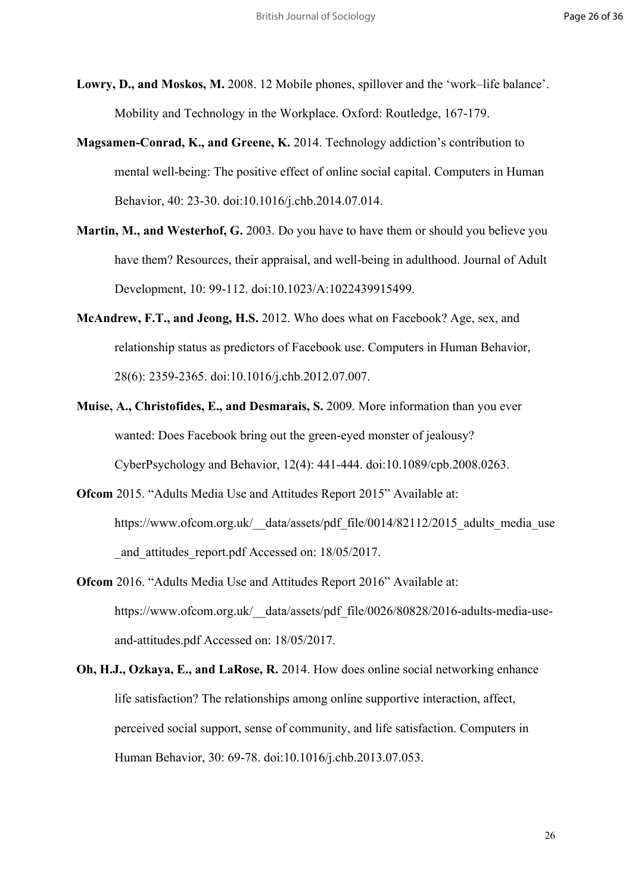**Lowry, D., and Moskos, M.** 2008. 12 Mobile phones, spillover and the 'work–life balance'. Mobility and Technology in the Workplace. Oxford: Routledge, 167-179.

**Magsamen-Conrad, K., and Greene, K.** 2014. Technology addiction's contribution to mental well-being: The positive effect of online social capital. Computers in Human Behavior, 40: 23-30. doi:10.1016/j.chb.2014.07.014.

**Martin, M., and Westerhof, G.** 2003. Do you have to have them or should you believe you have them? Resources, their appraisal, and well-being in adulthood. Journal of Adult Development, 10: 99-112. doi:10.1023/A:1022439915499.

**McAndrew, F.T., and Jeong, H.S.** 2012. Who does what on Facebook? Age, sex, and relationship status as predictors of Facebook use. Computers in Human Behavior, 28(6): 2359-2365. doi:10.1016/j.chb.2012.07.007.

**Muise, A., Christofides, E., and Desmarais, S.** 2009. More information than you ever wanted: Does Facebook bring out the green-eyed monster of jealousy? CyberPsychology and Behavior, 12(4): 441-444. doi:10.1089/cpb.2008.0263.

**Ofcom** 2015. "Adults Media Use and Attitudes Report 2015" Available at: https://www.ofcom.org.uk/__data/assets/pdf_file/0014/82112/2015_adults_media_use_and_attitudes_report.pdf Accessed on: 18/05/2017.

**Ofcom** 2016. "Adults Media Use and Attitudes Report 2016" Available at: https://www.ofcom.org.uk/__data/assets/pdf_file/0026/80828/2016-adults-media-use-and-attitudes.pdf Accessed on: 18/05/2017.

**Oh, H.J., Ozkaya, E., and LaRose, R.** 2014. How does online social networking enhance life satisfaction? The relationships among online supportive interaction, affect, perceived social support, sense of community, and life satisfaction. Computers in Human Behavior, 30: 69-78. doi:10.1016/j.chb.2013.07.053.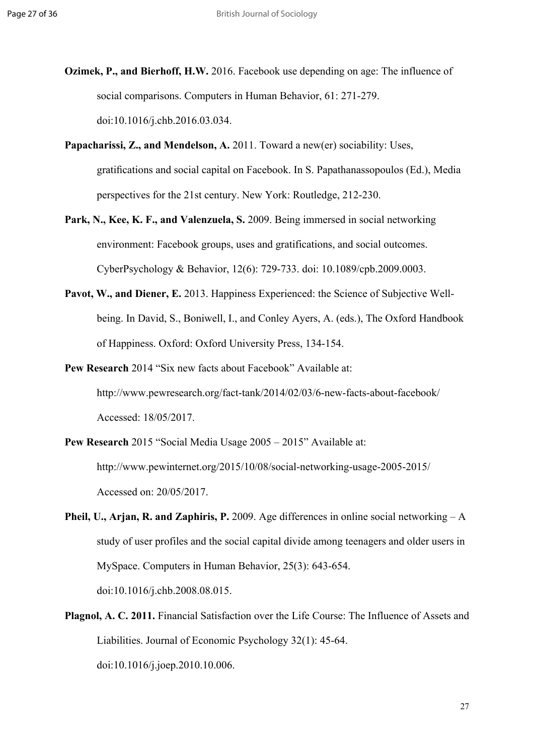**Ozimek, P., and Bierhoff, H.W.** 2016. Facebook use depending on age: The influence of social comparisons. Computers in Human Behavior, 61: 271-279. doi:10.1016/j.chb.2016.03.034.

**Papacharissi, Z., and Mendelson, A.** 2011. Toward a new(er) sociability: Uses, gratifications and social capital on Facebook. In S. Papathanassopoulos (Ed.), Media perspectives for the 21st century. New York: Routledge, 212-230.

**Park, N., Kee, K. F., and Valenzuela, S.** 2009. Being immersed in social networking environment: Facebook groups, uses and gratifications, and social outcomes. CyberPsychology & Behavior, 12(6): 729-733. doi: 10.1089/cpb.2009.0003.

**Pavot, W., and Diener, E.** 2013. Happiness Experienced: the Science of Subjective Well-being. In David, S., Boniwell, I., and Conley Ayers, A. (eds.), The Oxford Handbook of Happiness. Oxford: Oxford University Press, 134-154.

**Pew Research** 2014 "Six new facts about Facebook" Available at: http://www.pewresearch.org/fact-tank/2014/02/03/6-new-facts-about-facebook/ Accessed: 18/05/2017.

**Pew Research** 2015 "Social Media Usage 2005 – 2015" Available at: http://www.pewinternet.org/2015/10/08/social-networking-usage-2005-2015/ Accessed on: 20/05/2017.

**Pheil, U., Arjan, R. and Zaphiris, P.** 2009. Age differences in online social networking – A study of user profiles and the social capital divide among teenagers and older users in MySpace. Computers in Human Behavior, 25(3): 643-654. doi:10.1016/j.chb.2008.08.015.

**Plagnol, A. C. 2011.** Financial Satisfaction over the Life Course: The Influence of Assets and Liabilities. Journal of Economic Psychology 32(1): 45-64. doi:10.1016/j.joep.2010.10.006.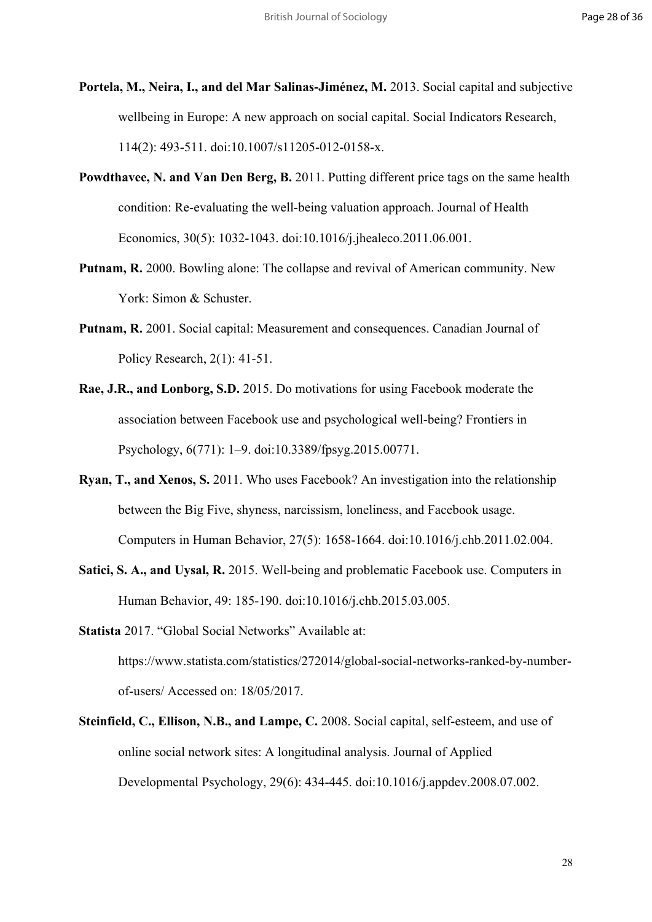**Portela, M., Neira, I., and del Mar Salinas-Jiménez, M.** 2013. Social capital and subjective wellbeing in Europe: A new approach on social capital. Social Indicators Research, 114(2): 493-511. doi:10.1007/s11205-012-0158-x.

**Powdthavee, N. and Van Den Berg, B.** 2011. Putting different price tags on the same health condition: Re-evaluating the well-being valuation approach. Journal of Health Economics, 30(5): 1032-1043. doi:10.1016/j.jhealeco.2011.06.001.

**Putnam, R.** 2000. Bowling alone: The collapse and revival of American community. New York: Simon & Schuster.

**Putnam, R.** 2001. Social capital: Measurement and consequences. Canadian Journal of Policy Research, 2(1): 41-51.

**Rae, J.R., and Lonborg, S.D.** 2015. Do motivations for using Facebook moderate the association between Facebook use and psychological well-being? Frontiers in Psychology, 6(771): 1–9. doi:10.3389/fpsyg.2015.00771.

**Ryan, T., and Xenos, S.** 2011. Who uses Facebook? An investigation into the relationship between the Big Five, shyness, narcissism, loneliness, and Facebook usage. Computers in Human Behavior, 27(5): 1658-1664. doi:10.1016/j.chb.2011.02.004.

**Satici, S. A., and Uysal, R.** 2015. Well-being and problematic Facebook use. Computers in Human Behavior, 49: 185-190. doi:10.1016/j.chb.2015.03.005.

**Statista** 2017. "Global Social Networks" Available at: https://www.statista.com/statistics/272014/global-social-networks-ranked-by-number-of-users/ Accessed on: 18/05/2017.

**Steinfield, C., Ellison, N.B., and Lampe, C.** 2008. Social capital, self-esteem, and use of online social network sites: A longitudinal analysis. Journal of Applied Developmental Psychology, 29(6): 434-445. doi:10.1016/j.appdev.2008.07.002.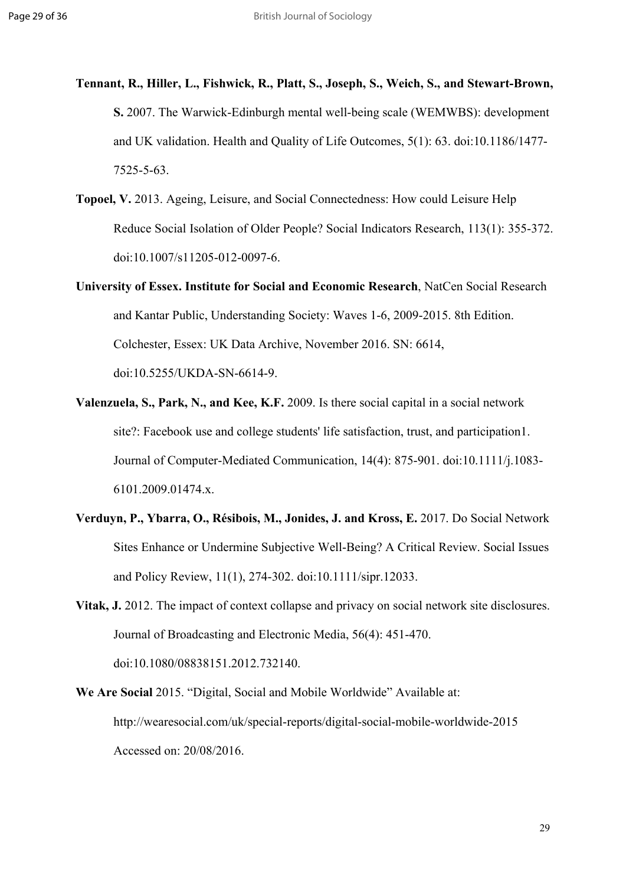**Tennant, R., Hiller, L., Fishwick, R., Platt, S., Joseph, S., Weich, S., and Stewart-Brown, S.** 2007. The Warwick-Edinburgh mental well-being scale (WEMWBS): development and UK validation. Health and Quality of Life Outcomes, 5(1): 63. doi:10.1186/1477-7525-5-63.

**Topoel, V.** 2013. Ageing, Leisure, and Social Connectedness: How could Leisure Help Reduce Social Isolation of Older People? Social Indicators Research, 113(1): 355-372. doi:10.1007/s11205-012-0097-6.

**University of Essex. Institute for Social and Economic Research**, NatCen Social Research and Kantar Public, Understanding Society: Waves 1-6, 2009-2015. 8th Edition. Colchester, Essex: UK Data Archive, November 2016. SN: 6614, doi:10.5255/UKDA-SN-6614-9.

**Valenzuela, S., Park, N., and Kee, K.F.** 2009. Is there social capital in a social network site?: Facebook use and college students' life satisfaction, trust, and participation1. Journal of Computer-Mediated Communication, 14(4): 875-901. doi:10.1111/j.1083-6101.2009.01474.x.

**Verduyn, P., Ybarra, O., Résibois, M., Jonides, J. and Kross, E.** 2017. Do Social Network Sites Enhance or Undermine Subjective Well-Being? A Critical Review. Social Issues and Policy Review, 11(1), 274-302. doi:10.1111/sipr.12033.

**Vitak, J.** 2012. The impact of context collapse and privacy on social network site disclosures. Journal of Broadcasting and Electronic Media, 56(4): 451-470. doi:10.1080/08838151.2012.732140.

**We Are Social** 2015. "Digital, Social and Mobile Worldwide" Available at: http://wearesocial.com/uk/special-reports/digital-social-mobile-worldwide-2015 Accessed on: 20/08/2016.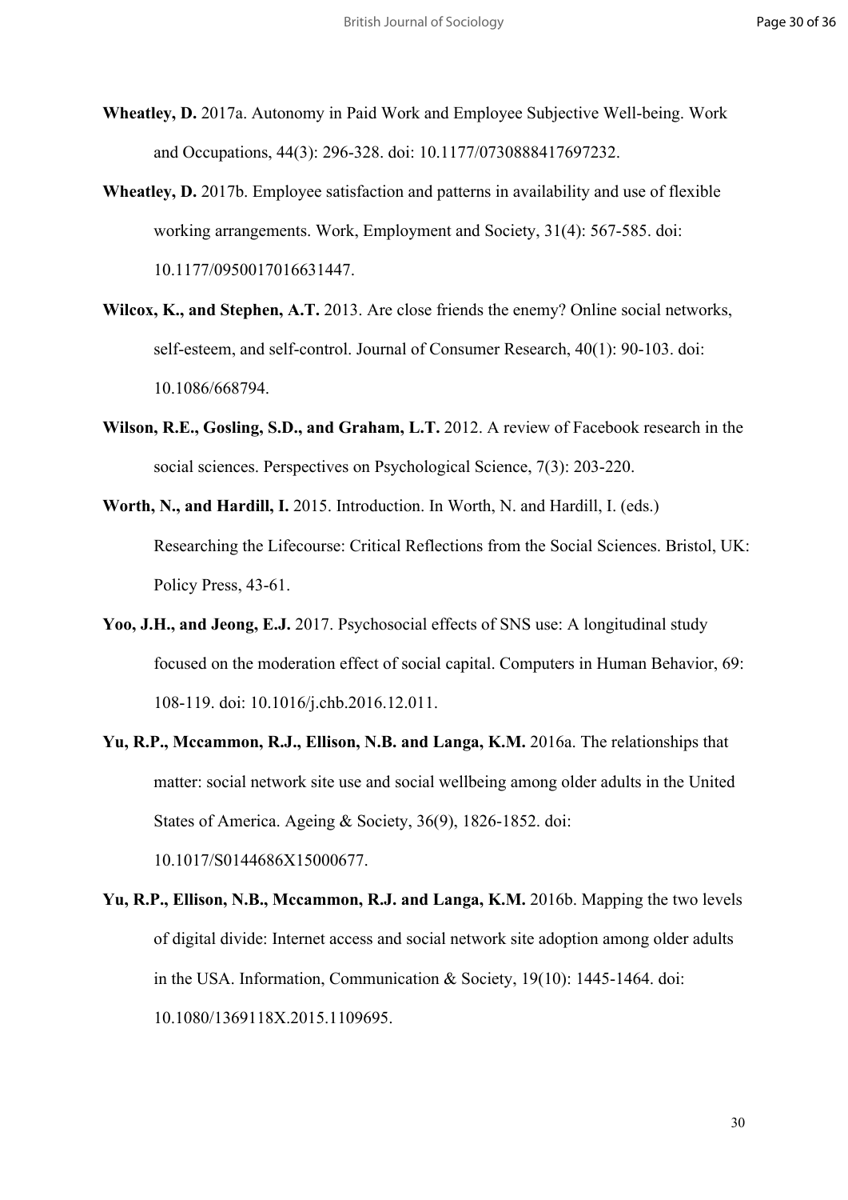**Wheatley, D.** 2017a. Autonomy in Paid Work and Employee Subjective Well-being. Work and Occupations, 44(3): 296-328. doi: 10.1177/0730888417697232.

**Wheatley, D.** 2017b. Employee satisfaction and patterns in availability and use of flexible working arrangements. Work, Employment and Society, 31(4): 567-585. doi: 10.1177/0950017016631447.

**Wilcox, K., and Stephen, A.T.** 2013. Are close friends the enemy? Online social networks, self-esteem, and self-control. Journal of Consumer Research, 40(1): 90-103. doi: 10.1086/668794.

**Wilson, R.E., Gosling, S.D., and Graham, L.T.** 2012. A review of Facebook research in the social sciences. Perspectives on Psychological Science, 7(3): 203-220.

**Worth, N., and Hardill, I.** 2015. Introduction. In Worth, N. and Hardill, I. (eds.) Researching the Lifecourse: Critical Reflections from the Social Sciences. Bristol, UK: Policy Press, 43-61.

**Yoo, J.H., and Jeong, E.J.** 2017. Psychosocial effects of SNS use: A longitudinal study focused on the moderation effect of social capital. Computers in Human Behavior, 69: 108-119. doi: 10.1016/j.chb.2016.12.011.

**Yu, R.P., Mccammon, R.J., Ellison, N.B. and Langa, K.M.** 2016a. The relationships that matter: social network site use and social wellbeing among older adults in the United States of America. Ageing & Society, 36(9), 1826-1852. doi: 10.1017/S0144686X15000677.

**Yu, R.P., Ellison, N.B., Mccammon, R.J. and Langa, K.M.** 2016b. Mapping the two levels of digital divide: Internet access and social network site adoption among older adults in the USA. Information, Communication & Society, 19(10): 1445-1464. doi: 10.1080/1369118X.2015.1109695.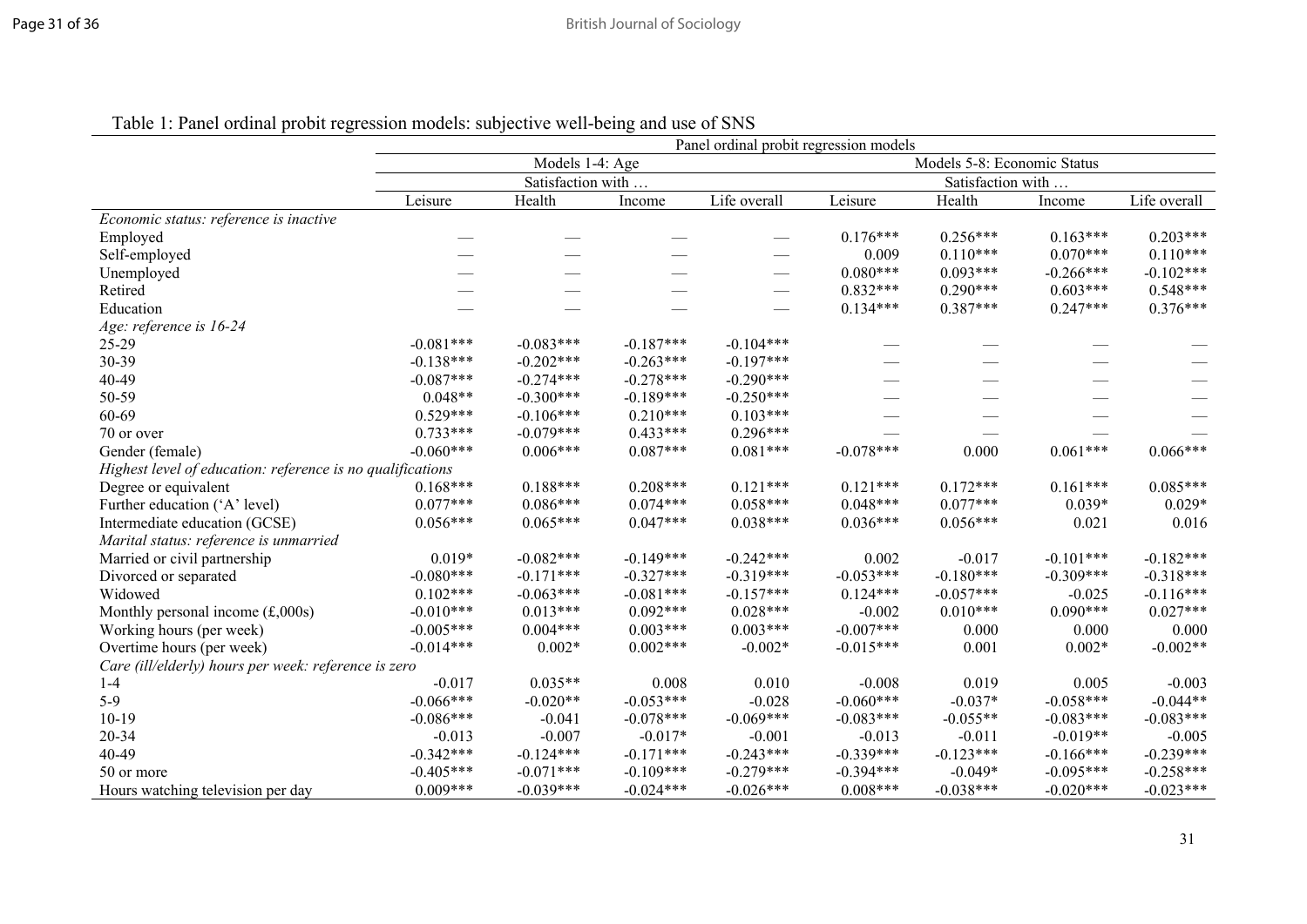Table 1: Panel ordinal probit regression models: subjective well-being and use of SNS

| | Panel ordinal probit regression models | | | | | | | |
|---|---|---|---|---|---|---|---|---|
| | Models 1-4: Age | | | | Models 5-8: Economic Status | | | |
| | Satisfaction with … | | | | Satisfaction with … | | | |
| | Leisure | Health | Income | Life overall | Leisure | Health | Income | Life overall |
| *Economic status: reference is inactive* | | | | | | | | |
| Employed | — | — | — | — | 0.176*** | 0.256*** | 0.163*** | 0.203*** |
| Self-employed | — | — | — | — | 0.009 | 0.110*** | 0.070*** | 0.110*** |
| Unemployed | — | — | — | — | 0.080*** | 0.093*** | -0.266*** | -0.102*** |
| Retired | — | — | — | — | 0.832*** | 0.290*** | 0.603*** | 0.548*** |
| Education | — | — | — | — | 0.134*** | 0.387*** | 0.247*** | 0.376*** |
| *Age: reference is 16-24* | | | | | | | | |
| 25-29 | -0.081*** | -0.083*** | -0.187*** | -0.104*** | — | — | — | — |
| 30-39 | -0.138*** | -0.202*** | -0.263*** | -0.197*** | — | — | — | — |
| 40-49 | -0.087*** | -0.274*** | -0.278*** | -0.290*** | — | — | — | — |
| 50-59 | 0.048** | -0.300*** | -0.189*** | -0.250*** | — | — | — | — |
| 60-69 | 0.529*** | -0.106*** | 0.210*** | 0.103*** | — | — | — | — |
| 70 or over | 0.733*** | -0.079*** | 0.433*** | 0.296*** | — | — | — | — |
| Gender (female) | -0.060*** | 0.006*** | 0.087*** | 0.081*** | -0.078*** | 0.000 | 0.061*** | 0.066*** |
| *Highest level of education: reference is no qualifications* | | | | | | | | |
| Degree or equivalent | 0.168*** | 0.188*** | 0.208*** | 0.121*** | 0.121*** | 0.172*** | 0.161*** | 0.085*** |
| Further education ('A' level) | 0.077*** | 0.086*** | 0.074*** | 0.058*** | 0.048*** | 0.077*** | 0.039* | 0.029* |
| Intermediate education (GCSE) | 0.056*** | 0.065*** | 0.047*** | 0.038*** | 0.036*** | 0.056*** | 0.021 | 0.016 |
| *Marital status: reference is unmarried* | | | | | | | | |
| Married or civil partnership | 0.019* | -0.082*** | -0.149*** | -0.242*** | 0.002 | -0.017 | -0.101*** | -0.182*** |
| Divorced or separated | -0.080*** | -0.171*** | -0.327*** | -0.319*** | -0.053*** | -0.180*** | -0.309*** | -0.318*** |
| Widowed | 0.102*** | -0.063*** | -0.081*** | -0.157*** | 0.124*** | -0.057*** | -0.025 | -0.116*** |
| Monthly personal income (£,000s) | -0.010*** | 0.013*** | 0.092*** | 0.028*** | -0.002 | 0.010*** | 0.090*** | 0.027*** |
| Working hours (per week) | -0.005*** | 0.004*** | 0.003*** | 0.003*** | -0.007*** | 0.000 | 0.000 | 0.000 |
| Overtime hours (per week) | -0.014*** | 0.002* | 0.002*** | -0.002* | -0.015*** | 0.001 | 0.002* | -0.002** |
| *Care (ill/elderly) hours per week: reference is zero* | | | | | | | | |
| 1-4 | -0.017 | 0.035** | 0.008 | 0.010 | -0.008 | 0.019 | 0.005 | -0.003 |
| 5-9 | -0.066*** | -0.020** | -0.053*** | -0.028 | -0.060*** | -0.037* | -0.058*** | -0.044** |
| 10-19 | -0.086*** | -0.041 | -0.078*** | -0.069*** | -0.083*** | -0.055** | -0.083*** | -0.083*** |
| 20-34 | -0.013 | -0.007 | -0.017* | -0.001 | -0.013 | -0.011 | -0.019** | -0.005 |
| 40-49 | -0.342*** | -0.124*** | -0.171*** | -0.243*** | -0.339*** | -0.123*** | -0.166*** | -0.239*** |
| 50 or more | -0.405*** | -0.071*** | -0.109*** | -0.279*** | -0.394*** | -0.049* | -0.095*** | -0.258*** |
| Hours watching television per day | 0.009*** | -0.039*** | -0.024*** | -0.026*** | 0.008*** | -0.038*** | -0.020*** | -0.023*** |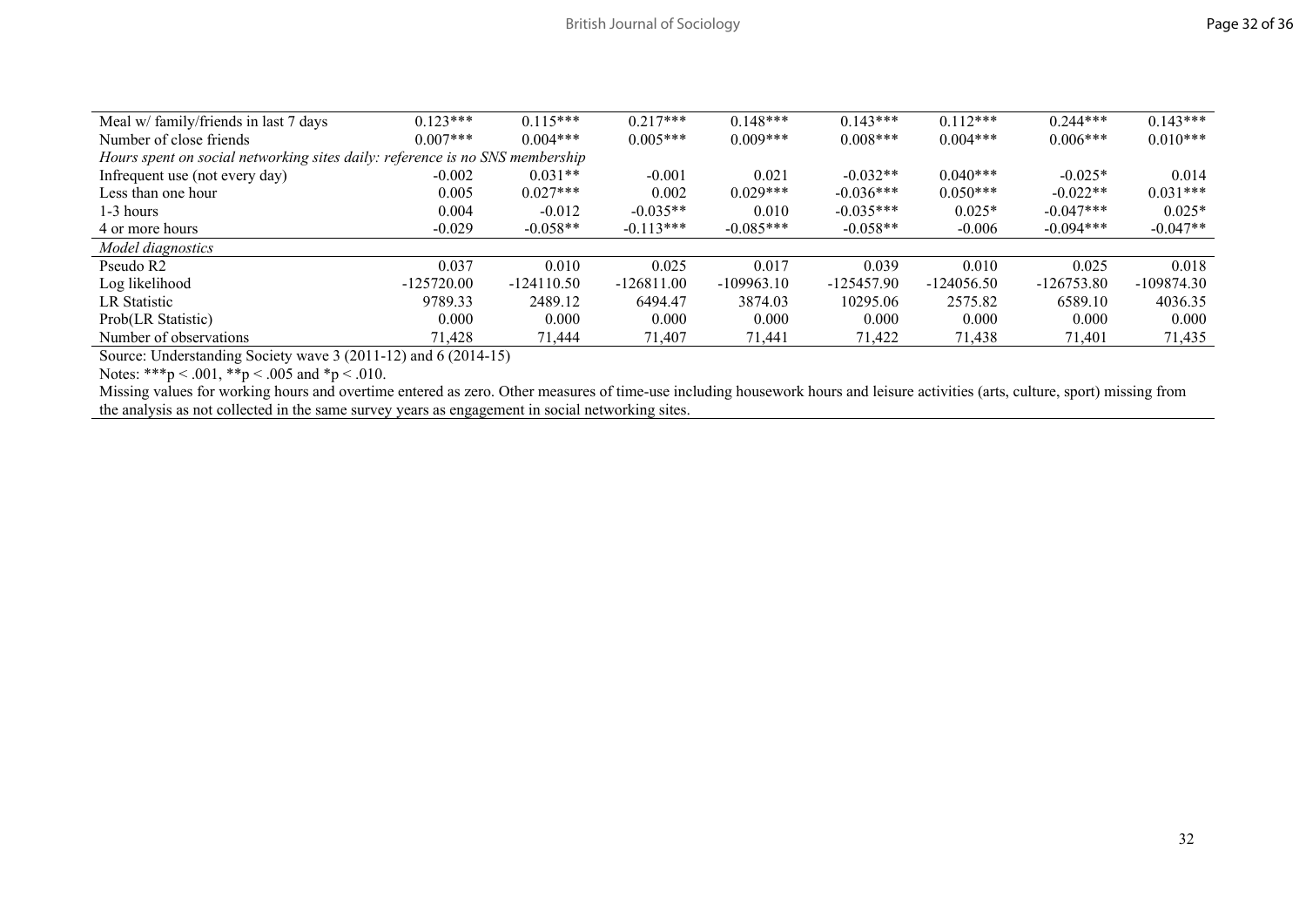| | | | | | | | | |
|---|---|---|---|---|---|---|---|---|
| Meal w/ family/friends in last 7 days | 0.123*** | 0.115*** | 0.217*** | 0.148*** | 0.143*** | 0.112*** | 0.244*** | 0.143*** |
| Number of close friends | 0.007*** | 0.004*** | 0.005*** | 0.009*** | 0.008*** | 0.004*** | 0.006*** | 0.010*** |
| *Hours spent on social networking sites daily: reference is no SNS membership* | | | | | | | | |
| Infrequent use (not every day) | -0.002 | 0.031** | -0.001 | 0.021 | -0.032** | 0.040*** | -0.025* | 0.014 |
| Less than one hour | 0.005 | 0.027*** | 0.002 | 0.029*** | -0.036*** | 0.050*** | -0.022** | 0.031*** |
| 1-3 hours | 0.004 | -0.012 | -0.035** | 0.010 | -0.035*** | 0.025* | -0.047*** | 0.025* |
| 4 or more hours | -0.029 | -0.058** | -0.113*** | -0.085*** | -0.058** | -0.006 | -0.094*** | -0.047** |
| *Model diagnostics* | | | | | | | | |
| Pseudo R2 | 0.037 | 0.010 | 0.025 | 0.017 | 0.039 | 0.010 | 0.025 | 0.018 |
| Log likelihood | -125720.00 | -124110.50 | -126811.00 | -109963.10 | -125457.90 | -124056.50 | -126753.80 | -109874.30 |
| LR Statistic | 9789.33 | 2489.12 | 6494.47 | 3874.03 | 10295.06 | 2575.82 | 6589.10 | 4036.35 |
| Prob(LR Statistic) | 0.000 | 0.000 | 0.000 | 0.000 | 0.000 | 0.000 | 0.000 | 0.000 |
| Number of observations | 71,428 | 71,444 | 71,407 | 71,441 | 71,422 | 71,438 | 71,401 | 71,435 |

Source: Understanding Society wave 3 (2011-12) and 6 (2014-15)

Notes: ***$p < .001$, **$p < .005$ and *$p < .010$.

Missing values for working hours and overtime entered as zero. Other measures of time-use including housework hours and leisure activities (arts, culture, sport) missing from the analysis as not collected in the same survey years as engagement in social networking sites.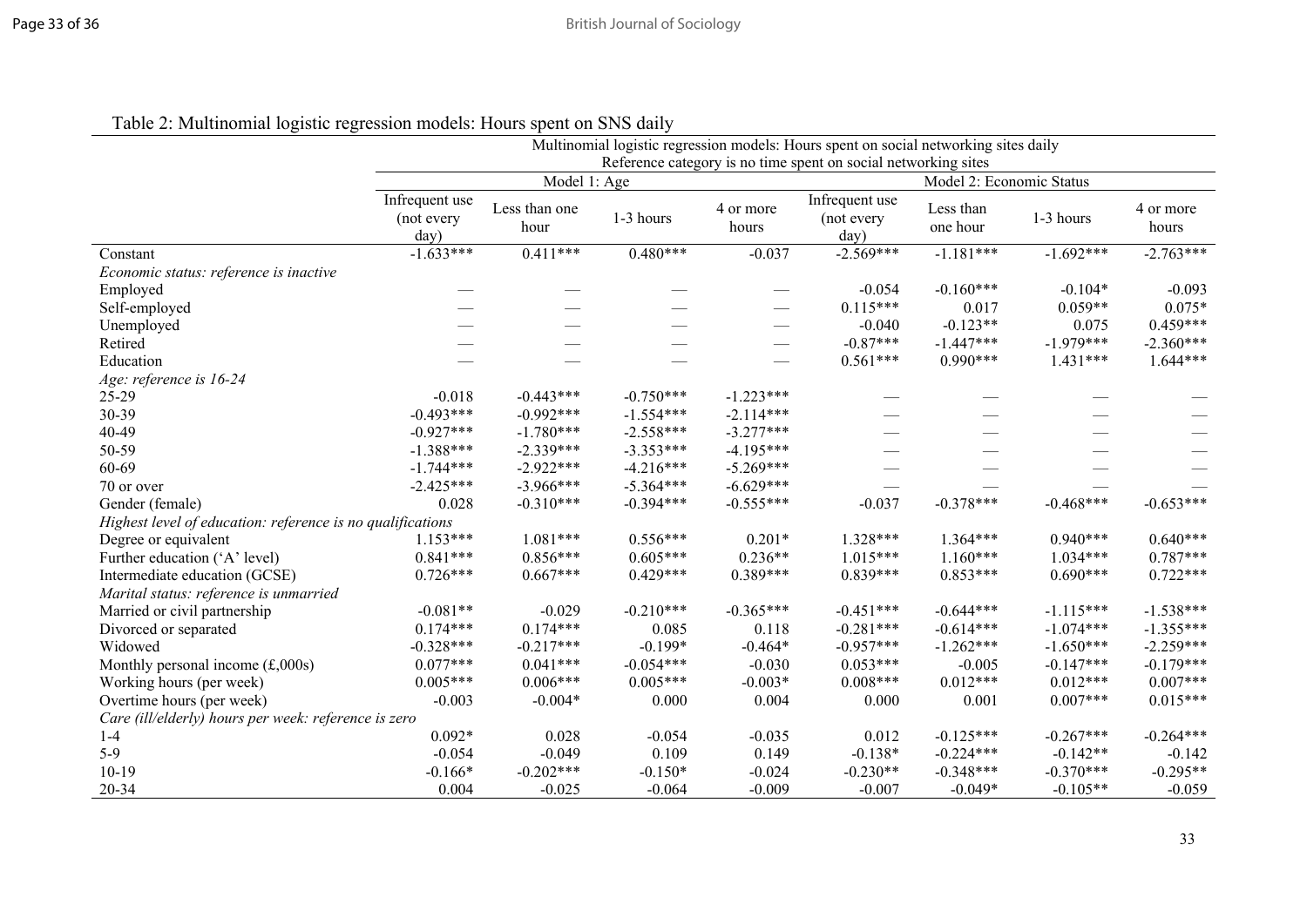Table 2: Multinomial logistic regression models: Hours spent on SNS daily

| | Multinomial logistic regression models: Hours spent on social networking sites daily Reference category is no time spent on social networking sites | | | | | | | |
|---|---|---|---|---|---|---|---|---|
| | Model 1: Age | | | | Model 2: Economic Status | | | |
| | Infrequent use (not every day) | Less than one hour | 1-3 hours | 4 or more hours | Infrequent use (not every day) | Less than one hour | 1-3 hours | 4 or more hours |
| Constant | -1.633*** | 0.411*** | 0.480*** | -0.037 | -2.569*** | -1.181*** | -1.692*** | -2.763*** |
| *Economic status: reference is inactive* | | | | | | | | |
| Employed | — | — | — | — | -0.054 | -0.160*** | -0.104* | -0.093 |
| Self-employed | — | — | — | — | 0.115*** | 0.017 | 0.059** | 0.075* |
| Unemployed | — | — | — | — | -0.040 | -0.123** | 0.075 | 0.459*** |
| Retired | — | — | — | — | -0.87*** | -1.447*** | -1.979*** | -2.360*** |
| Education | — | — | — | — | 0.561*** | 0.990*** | 1.431*** | 1.644*** |
| *Age: reference is 16-24* | | | | | | | | |
| 25-29 | -0.018 | -0.443*** | -0.750*** | -1.223*** | — | — | — | — |
| 30-39 | -0.493*** | -0.992*** | -1.554*** | -2.114*** | — | — | — | — |
| 40-49 | -0.927*** | -1.780*** | -2.558*** | -3.277*** | — | — | — | — |
| 50-59 | -1.388*** | -2.339*** | -3.353*** | -4.195*** | — | — | — | — |
| 60-69 | -1.744*** | -2.922*** | -4.216*** | -5.269*** | — | — | — | — |
| 70 or over | -2.425*** | -3.966*** | -5.364*** | -6.629*** | — | — | — | — |
| Gender (female) | 0.028 | -0.310*** | -0.394*** | -0.555*** | -0.037 | -0.378*** | -0.468*** | -0.653*** |
| *Highest level of education: reference is no qualifications* | | | | | | | | |
| Degree or equivalent | 1.153*** | 1.081*** | 0.556*** | 0.201* | 1.328*** | 1.364*** | 0.940*** | 0.640*** |
| Further education ('A' level) | 0.841*** | 0.856*** | 0.605*** | 0.236** | 1.015*** | 1.160*** | 1.034*** | 0.787*** |
| Intermediate education (GCSE) | 0.726*** | 0.667*** | 0.429*** | 0.389*** | 0.839*** | 0.853*** | 0.690*** | 0.722*** |
| *Marital status: reference is unmarried* | | | | | | | | |
| Married or civil partnership | -0.081** | -0.029 | -0.210*** | -0.365*** | -0.451*** | -0.644*** | -1.115*** | -1.538*** |
| Divorced or separated | 0.174*** | 0.174*** | 0.085 | 0.118 | -0.281*** | -0.614*** | -1.074*** | -1.355*** |
| Widowed | -0.328*** | -0.217*** | -0.199* | -0.464* | -0.957*** | -1.262*** | -1.650*** | -2.259*** |
| Monthly personal income (£,000s) | 0.077*** | 0.041*** | -0.054*** | -0.030 | 0.053*** | -0.005 | -0.147*** | -0.179*** |
| Working hours (per week) | 0.005*** | 0.006*** | 0.005*** | -0.003* | 0.008*** | 0.012*** | 0.012*** | 0.007*** |
| Overtime hours (per week) | -0.003 | -0.004* | 0.000 | 0.004 | 0.000 | 0.001 | 0.007*** | 0.015*** |
| *Care (ill/elderly) hours per week: reference is zero* | | | | | | | | |
| 1-4 | 0.092* | 0.028 | -0.054 | -0.035 | 0.012 | -0.125*** | -0.267*** | -0.264*** |
| 5-9 | -0.054 | -0.049 | 0.109 | 0.149 | -0.138* | -0.224*** | -0.142** | -0.142 |
| 10-19 | -0.166* | -0.202*** | -0.150* | -0.024 | -0.230** | -0.348*** | -0.370*** | -0.295** |
| 20-34 | 0.004 | -0.025 | -0.064 | -0.009 | -0.007 | -0.049* | -0.105** | -0.059 |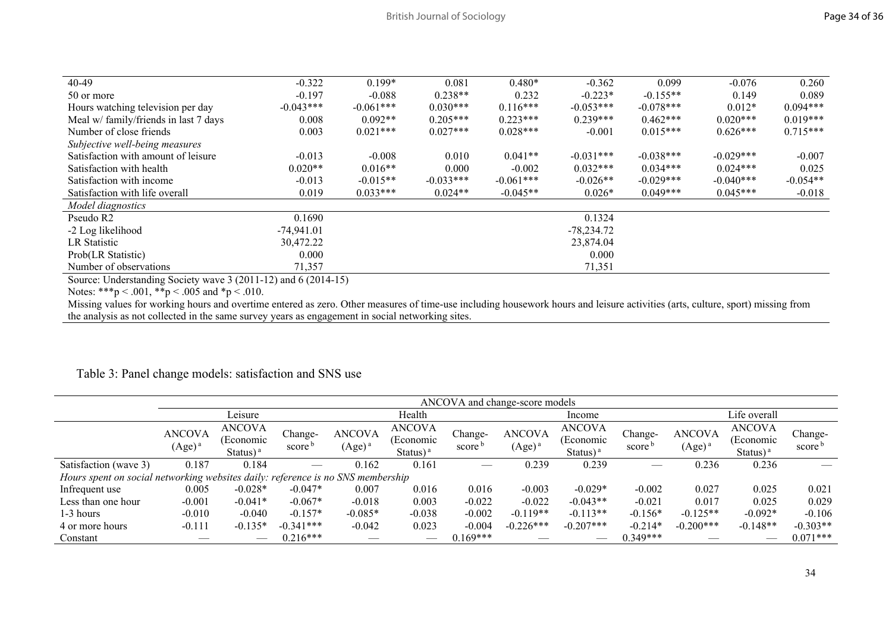| | | | | | | | | |
|---|---|---|---|---|---|---|---|---|
| 40-49 | -0.322 | 0.199* | 0.081 | 0.480* | -0.362 | 0.099 | -0.076 | 0.260 |
| 50 or more | -0.197 | -0.088 | 0.238** | 0.232 | -0.223* | -0.155** | 0.149 | 0.089 |
| Hours watching television per day | -0.043*** | -0.061*** | 0.030*** | 0.116*** | -0.053*** | -0.078*** | 0.012* | 0.094*** |
| Meal w/ family/friends in last 7 days | 0.008 | 0.092** | 0.205*** | 0.223*** | 0.239*** | 0.462*** | 0.020*** | 0.019*** |
| Number of close friends | 0.003 | 0.021*** | 0.027*** | 0.028*** | -0.001 | 0.015*** | 0.626*** | 0.715*** |
| *Subjective well-being measures* | | | | | | | | |
| Satisfaction with amount of leisure | -0.013 | -0.008 | 0.010 | 0.041** | -0.031*** | -0.038*** | -0.029*** | -0.007 |
| Satisfaction with health | 0.020** | 0.016** | 0.000 | -0.002 | 0.032*** | 0.034*** | 0.024*** | 0.025 |
| Satisfaction with income | -0.013 | -0.015** | -0.033*** | -0.061*** | -0.026** | -0.029*** | -0.040*** | -0.054** |
| Satisfaction with life overall | 0.019 | 0.033*** | 0.024** | -0.045** | 0.026* | 0.049*** | 0.045*** | -0.018 |
| *Model diagnostics* | | | | | | | | |
| Pseudo R2 | 0.1690 | | | | 0.1324 | | | |
| -2 Log likelihood | -74,941.01 | | | | -78,234.72 | | | |
| LR Statistic | 30,472.22 | | | | 23,874.04 | | | |
| Prob(LR Statistic) | 0.000 | | | | 0.000 | | | |
| Number of observations | 71,357 | | | | 71,351 | | | |

Source: Understanding Society wave 3 (2011-12) and 6 (2014-15)

Notes: ***p < .001, **p < .005 and *p < .010.

Missing values for working hours and overtime entered as zero. Other measures of time-use including housework hours and leisure activities (arts, culture, sport) missing from the analysis as not collected in the same survey years as engagement in social networking sites.

Table 3: Panel change models: satisfaction and SNS use

| | ANCOVA and change-score models | | | | | | | | | | | |
|---|---|---|---|---|---|---|---|---|---|---|---|---|
| | Leisure | | | Health | | | Income | | | Life overall | | |
| | ANCOVA (Age)[a] | ANCOVA (Economic Status)[a] | Change-score[b] | ANCOVA (Age)[a] | ANCOVA (Economic Status)[a] | Change-score[b] | ANCOVA (Age)[a] | ANCOVA (Economic Status)[a] | Change-score[b] | ANCOVA (Age)[a] | ANCOVA (Economic Status)[a] | Change-score[b] |
| Satisfaction (wave 3) | 0.187 | 0.184 | — | 0.162 | 0.161 | — | 0.239 | 0.239 | — | 0.236 | 0.236 | — |
| *Hours spent on social networking websites daily: reference is no SNS membership* | | | | | | | | | | | | |
| Infrequent use | 0.005 | -0.028* | -0.047* | 0.007 | 0.016 | 0.016 | -0.003 | -0.029* | -0.002 | 0.027 | 0.025 | 0.021 |
| Less than one hour | -0.001 | -0.041* | -0.067* | -0.018 | 0.003 | -0.022 | -0.022 | -0.043** | -0.021 | 0.017 | 0.025 | 0.029 |
| 1-3 hours | -0.010 | -0.040 | -0.157* | -0.085* | -0.038 | -0.002 | -0.119** | -0.113** | -0.156* | -0.125** | -0.092* | -0.106 |
| 4 or more hours | -0.111 | -0.135* | -0.341*** | -0.042 | 0.023 | -0.004 | -0.226*** | -0.207*** | -0.214* | -0.200*** | -0.148** | -0.303** |
| Constant | — | — | 0.216*** | — | — | 0.169*** | — | — | 0.349*** | — | — | 0.071*** |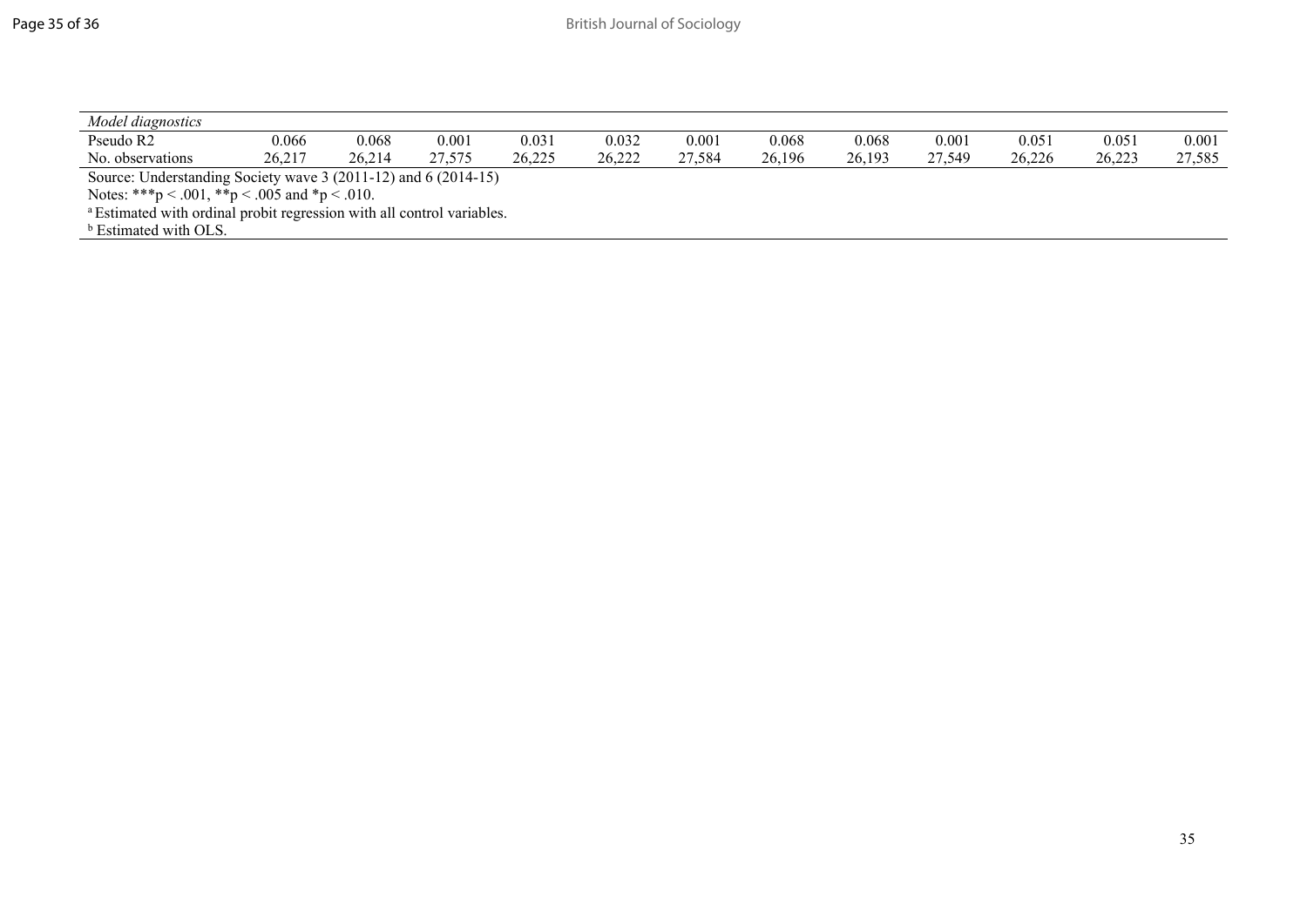| *Model diagnostics* | | | | | | | | | | | | |
|---|---|---|---|---|---|---|---|---|---|---|---|---|
| Pseudo R2 | 0.066 | 0.068 | 0.001 | 0.031 | 0.032 | 0.001 | 0.068 | 0.068 | 0.001 | 0.051 | 0.051 | 0.001 |
| No. observations | 26,217 | 26,214 | 27,575 | 26,225 | 26,222 | 27,584 | 26,196 | 26,193 | 27,549 | 26,226 | 26,223 | 27,585 |

Source: Understanding Society wave 3 (2011-12) and 6 (2014-15)

Notes: ***p < .001, **p < .005 and *p < .010.

[a] Estimated with ordinal probit regression with all control variables.

[b] Estimated with OLS.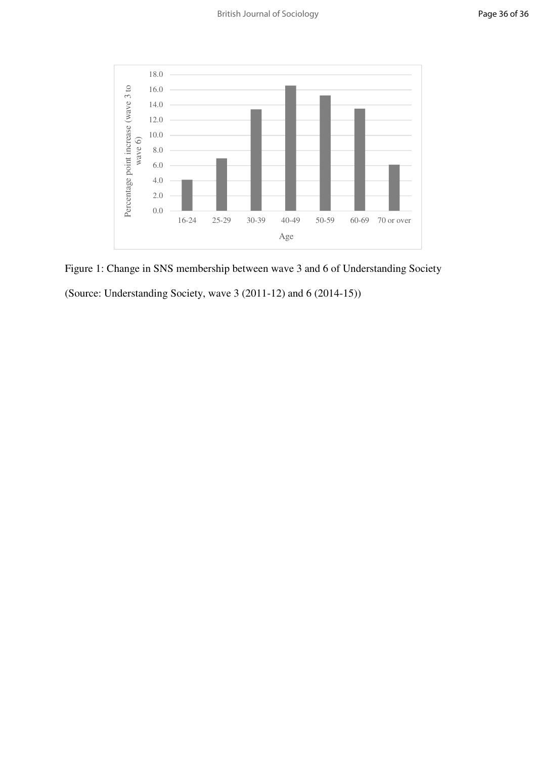18.0
16.0
14.0
12.0
10.0
8.0
6.0
4.0
2.0
0.0

Percentage point increase (wave 3 to wave 6)

16-24
25-29
30-39
40-49
50-59
60-69
70 or over

Age

Figure 1: Change in SNS membership between wave 3 and 6 of Understanding Society

(Source: Understanding Society, wave 3 (2011-12) and 6 (2014-15))